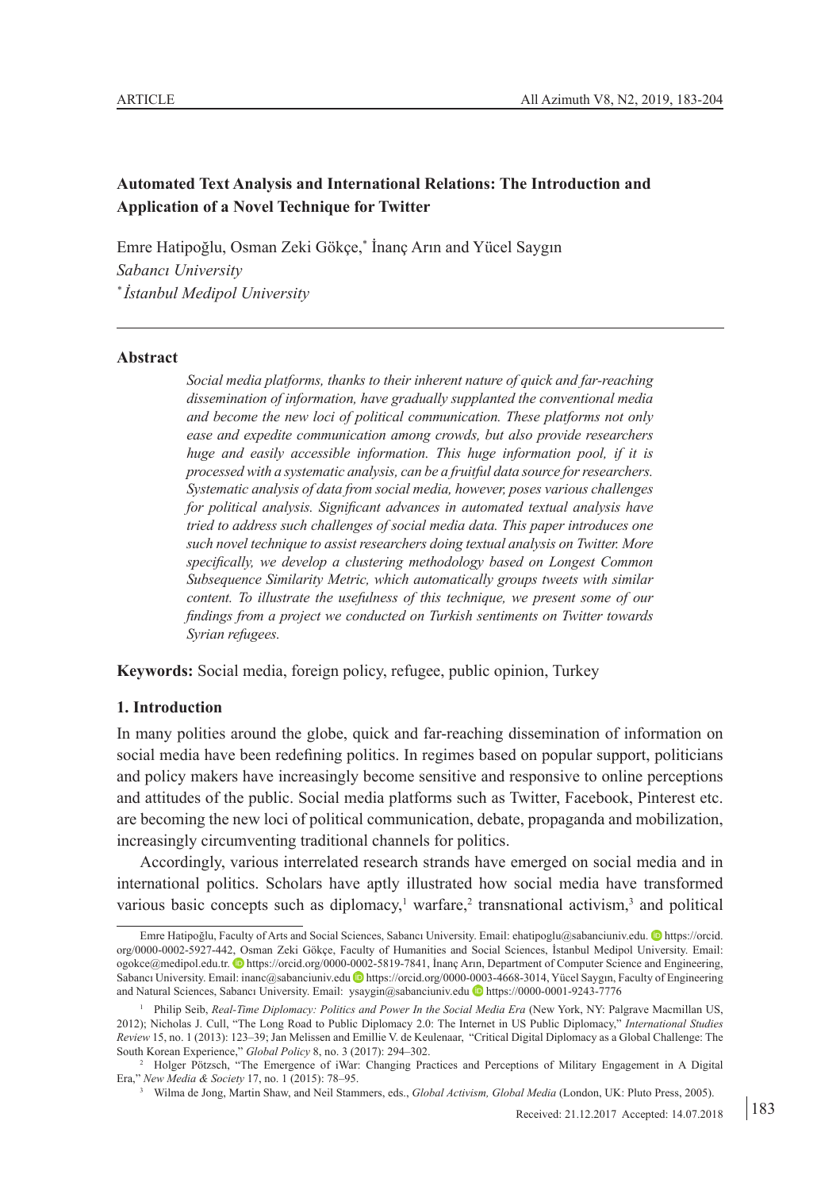ARTICLE

# Automated Text Analysis and International Relations: The Introduction and Application of a Novel Technique for Twitter

Emre Hatipoğlu, Osman Zeki Gökçe,[*] İnanç Arın and Yücel Saygın

*Sabancı University*

[*] *İstanbul Medipol University*

## Abstract

*Social media platforms, thanks to their inherent nature of quick and far-reaching dissemination of information, have gradually supplanted the conventional media and become the new loci of political communication. These platforms not only ease and expedite communication among crowds, but also provide researchers huge and easily accessible information. This huge information pool, if it is processed with a systematic analysis, can be a fruitful data source for researchers. Systematic analysis of data from social media, however, poses various challenges for political analysis. Significant advances in automated textual analysis have tried to address such challenges of social media data. This paper introduces one such novel technique to assist researchers doing textual analysis on Twitter. More specifically, we develop a clustering methodology based on Longest Common Subsequence Similarity Metric, which automatically groups tweets with similar content. To illustrate the usefulness of this technique, we present some of our findings from a project we conducted on Turkish sentiments on Twitter towards Syrian refugees.*

**Keywords:** Social media, foreign policy, refugee, public opinion, Turkey

## 1. Introduction

In many polities around the globe, quick and far-reaching dissemination of information on social media have been redefining politics. In regimes based on popular support, politicians and policy makers have increasingly become sensitive and responsive to online perceptions and attitudes of the public. Social media platforms such as Twitter, Facebook, Pinterest etc. are becoming the new loci of political communication, debate, propaganda and mobilization, increasingly circumventing traditional channels for politics.

Accordingly, various interrelated research strands have emerged on social media and in international politics. Scholars have aptly illustrated how social media have transformed various basic concepts such as diplomacy,[1] warfare,[2] transnational activism,[3] and political

---

Emre Hatipoğlu, Faculty of Arts and Social Sciences, Sabancı University. Email: ehatipoglu@sabanciuniv.edu. https://orcid.org/0000-0002-5927-442, Osman Zeki Gökçe, Faculty of Humanities and Social Sciences, İstanbul Medipol University. Email: ogokce@medipol.edu.tr. https://orcid.org/0000-0002-5819-7841, İnanç Arın, Department of Computer Science and Engineering, Sabancı University. Email: inanc@sabanciuniv.edu https://orcid.org/0000-0003-4668-3014, Yücel Saygın, Faculty of Engineering and Natural Sciences, Sabancı University. Email: ysaygin@sabanciuniv.edu https://0000-0001-9243-7776

[1] Philip Seib, *Real-Time Diplomacy: Politics and Power In the Social Media Era* (New York, NY: Palgrave Macmillan US, 2012); Nicholas J. Cull, "The Long Road to Public Diplomacy 2.0: The Internet in US Public Diplomacy," *International Studies Review* 15, no. 1 (2013): 123–39; Jan Melissen and Emillie V. de Keulenaar, "Critical Digital Diplomacy as a Global Challenge: The South Korean Experience," *Global Policy* 8, no. 3 (2017): 294–302.

[2] Holger Pötzsch, "The Emergence of iWar: Changing Practices and Perceptions of Military Engagement in A Digital Era," *New Media & Society* 17, no. 1 (2015): 78–95.

[3] Wilma de Jong, Martin Shaw, and Neil Stammers, eds., *Global Activism, Global Media* (London, UK: Pluto Press, 2005).

Received: 21.12.2017 Accepted: 14.07.2018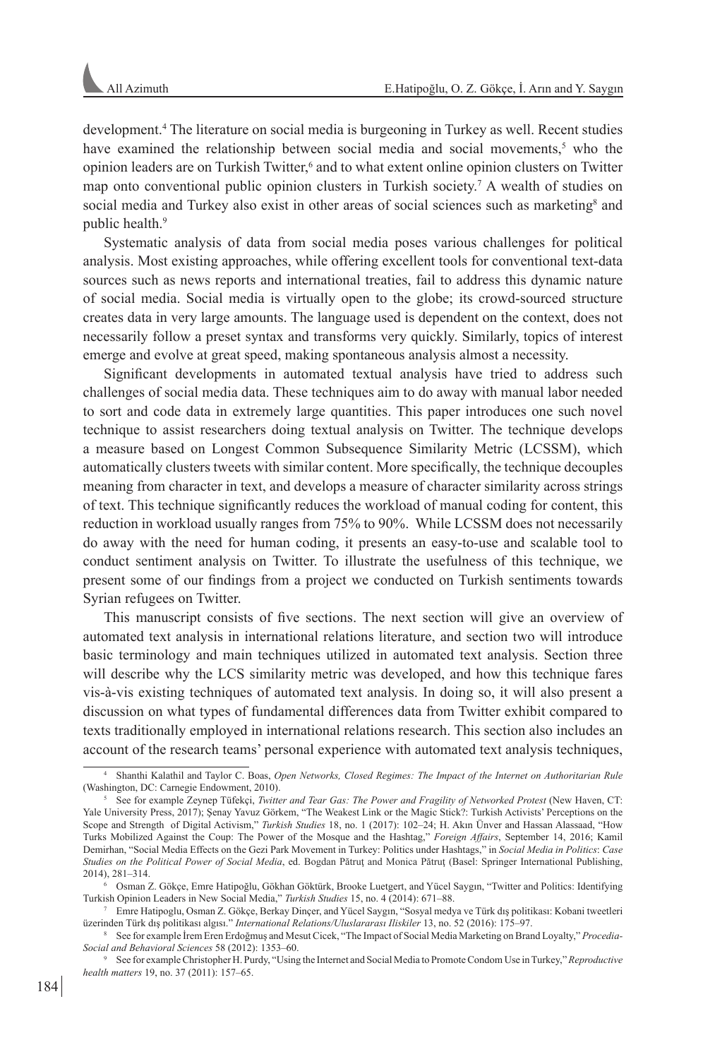development.[4] The literature on social media is burgeoning in Turkey as well. Recent studies have examined the relationship between social media and social movements,[5] who the opinion leaders are on Turkish Twitter,[6] and to what extent online opinion clusters on Twitter map onto conventional public opinion clusters in Turkish society.[7] A wealth of studies on social media and Turkey also exist in other areas of social sciences such as marketing[8] and public health.[9]

Systematic analysis of data from social media poses various challenges for political analysis. Most existing approaches, while offering excellent tools for conventional text-data sources such as news reports and international treaties, fail to address this dynamic nature of social media. Social media is virtually open to the globe; its crowd-sourced structure creates data in very large amounts. The language used is dependent on the context, does not necessarily follow a preset syntax and transforms very quickly. Similarly, topics of interest emerge and evolve at great speed, making spontaneous analysis almost a necessity.

Significant developments in automated textual analysis have tried to address such challenges of social media data. These techniques aim to do away with manual labor needed to sort and code data in extremely large quantities. This paper introduces one such novel technique to assist researchers doing textual analysis on Twitter. The technique develops a measure based on Longest Common Subsequence Similarity Metric (LCSSM), which automatically clusters tweets with similar content. More specifically, the technique decouples meaning from character in text, and develops a measure of character similarity across strings of text. This technique significantly reduces the workload of manual coding for content, this reduction in workload usually ranges from 75% to 90%. While LCSSM does not necessarily do away with the need for human coding, it presents an easy-to-use and scalable tool to conduct sentiment analysis on Twitter. To illustrate the usefulness of this technique, we present some of our findings from a project we conducted on Turkish sentiments towards Syrian refugees on Twitter.

This manuscript consists of five sections. The next section will give an overview of automated text analysis in international relations literature, and section two will introduce basic terminology and main techniques utilized in automated text analysis. Section three will describe why the LCS similarity metric was developed, and how this technique fares vis-à-vis existing techniques of automated text analysis. In doing so, it will also present a discussion on what types of fundamental differences data from Twitter exhibit compared to texts traditionally employed in international relations research. This section also includes an account of the research teams' personal experience with automated text analysis techniques,

---

[4] Shanthi Kalathil and Taylor C. Boas, *Open Networks, Closed Regimes: The Impact of the Internet on Authoritarian Rule* (Washington, DC: Carnegie Endowment, 2010).

[5] See for example Zeynep Tüfekçi, *Twitter and Tear Gas: The Power and Fragility of Networked Protest* (New Haven, CT: Yale University Press, 2017); Şenay Yavuz Görkem, "The Weakest Link or the Magic Stick?: Turkish Activists' Perceptions on the Scope and Strength of Digital Activism," *Turkish Studies* 18, no. 1 (2017): 102–24; H. Akın Ünver and Hassan Alassaad, "How Turks Mobilized Against the Coup: The Power of the Mosque and the Hashtag," *Foreign Affairs*, September 14, 2016; Kamil Demirhan, "Social Media Effects on the Gezi Park Movement in Turkey: Politics under Hashtags," in *Social Media in Politics*: *Case Studies on the Political Power of Social Media*, ed. Bogdan Pătruţ and Monica Pătruţ (Basel: Springer International Publishing, 2014), 281–314.

[6] Osman Z. Gökçe, Emre Hatipoğlu, Gökhan Göktürk, Brooke Luetgert, and Yücel Saygın, "Twitter and Politics: Identifying Turkish Opinion Leaders in New Social Media," *Turkish Studies* 15, no. 4 (2014): 671–88.

[7] Emre Hatipoglu, Osman Z. Gökçe, Berkay Dinçer, and Yücel Saygın, "Sosyal medya ve Türk dış politikası: Kobani tweetleri üzerinden Türk dış politikası algısı." *International Relations/Uluslararası Iliskiler* 13, no. 52 (2016): 175–97.

[8] See for example İrem Eren Erdoğmuş and Mesut Cicek, "The Impact of Social Media Marketing on Brand Loyalty," *Procedia-Social and Behavioral Sciences* 58 (2012): 1353–60.

[9] See for example Christopher H. Purdy, "Using the Internet and Social Media to Promote Condom Use in Turkey," *Reproductive health matters* 19, no. 37 (2011): 157–65.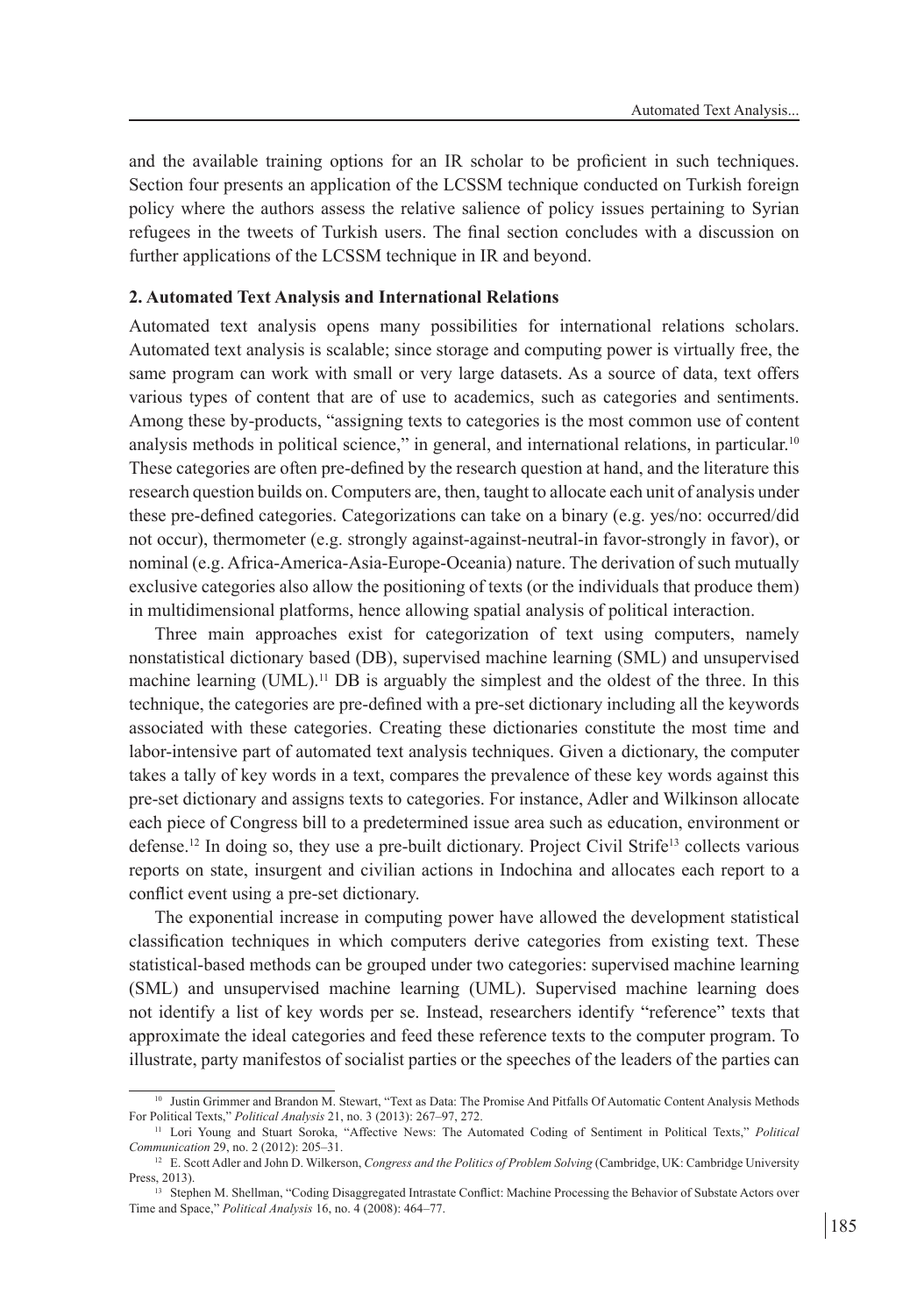and the available training options for an IR scholar to be proficient in such techniques. Section four presents an application of the LCSSM technique conducted on Turkish foreign policy where the authors assess the relative salience of policy issues pertaining to Syrian refugees in the tweets of Turkish users. The final section concludes with a discussion on further applications of the LCSSM technique in IR and beyond.

## 2. Automated Text Analysis and International Relations

Automated text analysis opens many possibilities for international relations scholars. Automated text analysis is scalable; since storage and computing power is virtually free, the same program can work with small or very large datasets. As a source of data, text offers various types of content that are of use to academics, such as categories and sentiments. Among these by-products, "assigning texts to categories is the most common use of content analysis methods in political science," in general, and international relations, in particular.[10] These categories are often pre-defined by the research question at hand, and the literature this research question builds on. Computers are, then, taught to allocate each unit of analysis under these pre-defined categories. Categorizations can take on a binary (e.g. yes/no: occurred/did not occur), thermometer (e.g. strongly against-against-neutral-in favor-strongly in favor), or nominal (e.g. Africa-America-Asia-Europe-Oceania) nature. The derivation of such mutually exclusive categories also allow the positioning of texts (or the individuals that produce them) in multidimensional platforms, hence allowing spatial analysis of political interaction.

Three main approaches exist for categorization of text using computers, namely nonstatistical dictionary based (DB), supervised machine learning (SML) and unsupervised machine learning (UML).[11] DB is arguably the simplest and the oldest of the three. In this technique, the categories are pre-defined with a pre-set dictionary including all the keywords associated with these categories. Creating these dictionaries constitute the most time and labor-intensive part of automated text analysis techniques. Given a dictionary, the computer takes a tally of key words in a text, compares the prevalence of these key words against this pre-set dictionary and assigns texts to categories. For instance, Adler and Wilkinson allocate each piece of Congress bill to a predetermined issue area such as education, environment or defense.[12] In doing so, they use a pre-built dictionary. Project Civil Strife[13] collects various reports on state, insurgent and civilian actions in Indochina and allocates each report to a conflict event using a pre-set dictionary.

The exponential increase in computing power have allowed the development statistical classification techniques in which computers derive categories from existing text. These statistical-based methods can be grouped under two categories: supervised machine learning (SML) and unsupervised machine learning (UML). Supervised machine learning does not identify a list of key words per se. Instead, researchers identify "reference" texts that approximate the ideal categories and feed these reference texts to the computer program. To illustrate, party manifestos of socialist parties or the speeches of the leaders of the parties can

---

[10] Justin Grimmer and Brandon M. Stewart, "Text as Data: The Promise And Pitfalls Of Automatic Content Analysis Methods For Political Texts," *Political Analysis* 21, no. 3 (2013): 267–97, 272.

[11] Lori Young and Stuart Soroka, "Affective News: The Automated Coding of Sentiment in Political Texts," *Political Communication* 29, no. 2 (2012): 205–31.

[12] E. Scott Adler and John D. Wilkerson, *Congress and the Politics of Problem Solving* (Cambridge, UK: Cambridge University Press, 2013).

[13] Stephen M. Shellman, "Coding Disaggregated Intrastate Conflict: Machine Processing the Behavior of Substate Actors over Time and Space," *Political Analysis* 16, no. 4 (2008): 464–77.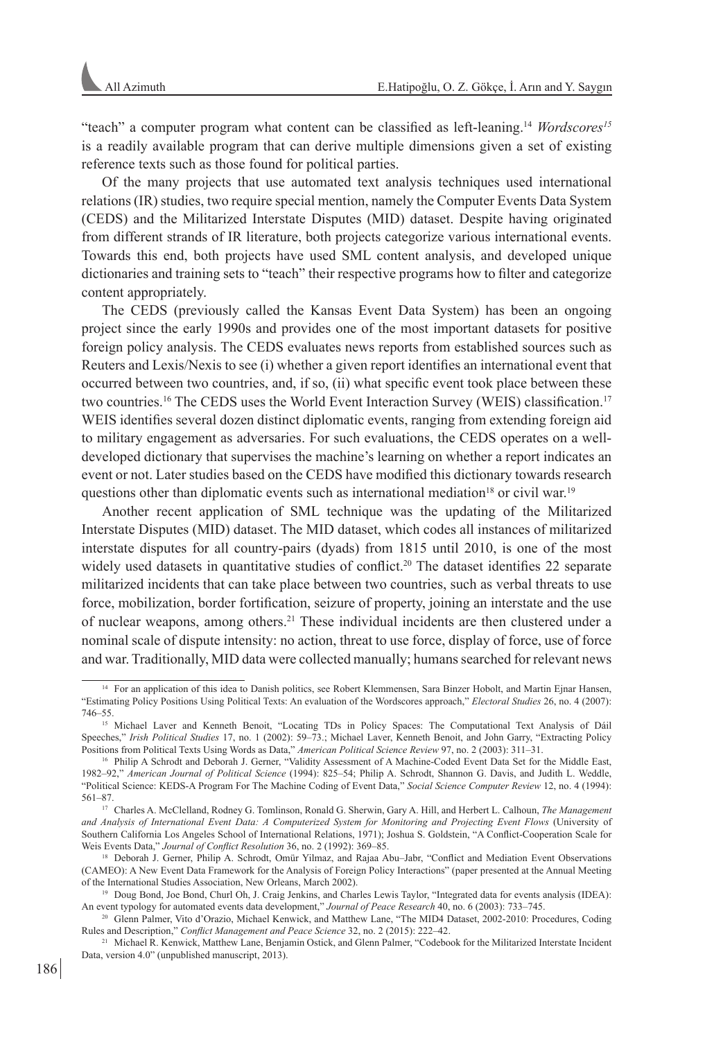"teach" a computer program what content can be classified as left-leaning.[14] *Wordscores*[15] is a readily available program that can derive multiple dimensions given a set of existing reference texts such as those found for political parties.

Of the many projects that use automated text analysis techniques used international relations (IR) studies, two require special mention, namely the Computer Events Data System (CEDS) and the Militarized Interstate Disputes (MID) dataset. Despite having originated from different strands of IR literature, both projects categorize various international events. Towards this end, both projects have used SML content analysis, and developed unique dictionaries and training sets to "teach" their respective programs how to filter and categorize content appropriately.

The CEDS (previously called the Kansas Event Data System) has been an ongoing project since the early 1990s and provides one of the most important datasets for positive foreign policy analysis. The CEDS evaluates news reports from established sources such as Reuters and Lexis/Nexis to see (i) whether a given report identifies an international event that occurred between two countries, and, if so, (ii) what specific event took place between these two countries.[16] The CEDS uses the World Event Interaction Survey (WEIS) classification.[17] WEIS identifies several dozen distinct diplomatic events, ranging from extending foreign aid to military engagement as adversaries. For such evaluations, the CEDS operates on a well-developed dictionary that supervises the machine's learning on whether a report indicates an event or not. Later studies based on the CEDS have modified this dictionary towards research questions other than diplomatic events such as international mediation[18] or civil war.[19]

Another recent application of SML technique was the updating of the Militarized Interstate Disputes (MID) dataset. The MID dataset, which codes all instances of militarized interstate disputes for all country-pairs (dyads) from 1815 until 2010, is one of the most widely used datasets in quantitative studies of conflict.[20] The dataset identifies 22 separate militarized incidents that can take place between two countries, such as verbal threats to use force, mobilization, border fortification, seizure of property, joining an interstate and the use of nuclear weapons, among others.[21] These individual incidents are then clustered under a nominal scale of dispute intensity: no action, threat to use force, display of force, use of force and war. Traditionally, MID data were collected manually; humans searched for relevant news

---

[14] For an application of this idea to Danish politics, see Robert Klemmensen, Sara Binzer Hobolt, and Martin Ejnar Hansen, "Estimating Policy Positions Using Political Texts: An evaluation of the Wordscores approach," *Electoral Studies* 26, no. 4 (2007): 746–55.

[15] Michael Laver and Kenneth Benoit, "Locating TDs in Policy Spaces: The Computational Text Analysis of Dáil Speeches," *Irish Political Studies* 17, no. 1 (2002): 59–73.; Michael Laver, Kenneth Benoit, and John Garry, "Extracting Policy Positions from Political Texts Using Words as Data," *American Political Science Review* 97, no. 2 (2003): 311–31.

[16] Philip A Schrodt and Deborah J. Gerner, "Validity Assessment of A Machine-Coded Event Data Set for the Middle East, 1982–92," *American Journal of Political Science* (1994): 825–54; Philip A. Schrodt, Shannon G. Davis, and Judith L. Weddle, "Political Science: KEDS-A Program For The Machine Coding of Event Data," *Social Science Computer Review* 12, no. 4 (1994): 561–87.

[17] Charles A. McClelland, Rodney G. Tomlinson, Ronald G. Sherwin, Gary A. Hill, and Herbert L. Calhoun, *The Management and Analysis of International Event Data: A Computerized System for Monitoring and Projecting Event Flows* (University of Southern California Los Angeles School of International Relations, 1971); Joshua S. Goldstein, "A Conflict-Cooperation Scale for Weis Events Data," *Journal of Conflict Resolution* 36, no. 2 (1992): 369–85.

[18] Deborah J. Gerner, Philip A. Schrodt, Omür Yilmaz, and Rajaa Abu–Jabr, "Conflict and Mediation Event Observations (CAMEO): A New Event Data Framework for the Analysis of Foreign Policy Interactions" (paper presented at the Annual Meeting of the International Studies Association, New Orleans, March 2002).

[19] Doug Bond, Joe Bond, Churl Oh, J. Craig Jenkins, and Charles Lewis Taylor, "Integrated data for events analysis (IDEA): An event typology for automated events data development," *Journal of Peace Research* 40, no. 6 (2003): 733–745.

[20] Glenn Palmer, Vito d'Orazio, Michael Kenwick, and Matthew Lane, "The MID4 Dataset, 2002-2010: Procedures, Coding Rules and Description," *Conflict Management and Peace Science* 32, no. 2 (2015): 222–42.

[21] Michael R. Kenwick, Matthew Lane, Benjamin Ostick, and Glenn Palmer, "Codebook for the Militarized Interstate Incident Data, version 4.0" (unpublished manuscript, 2013).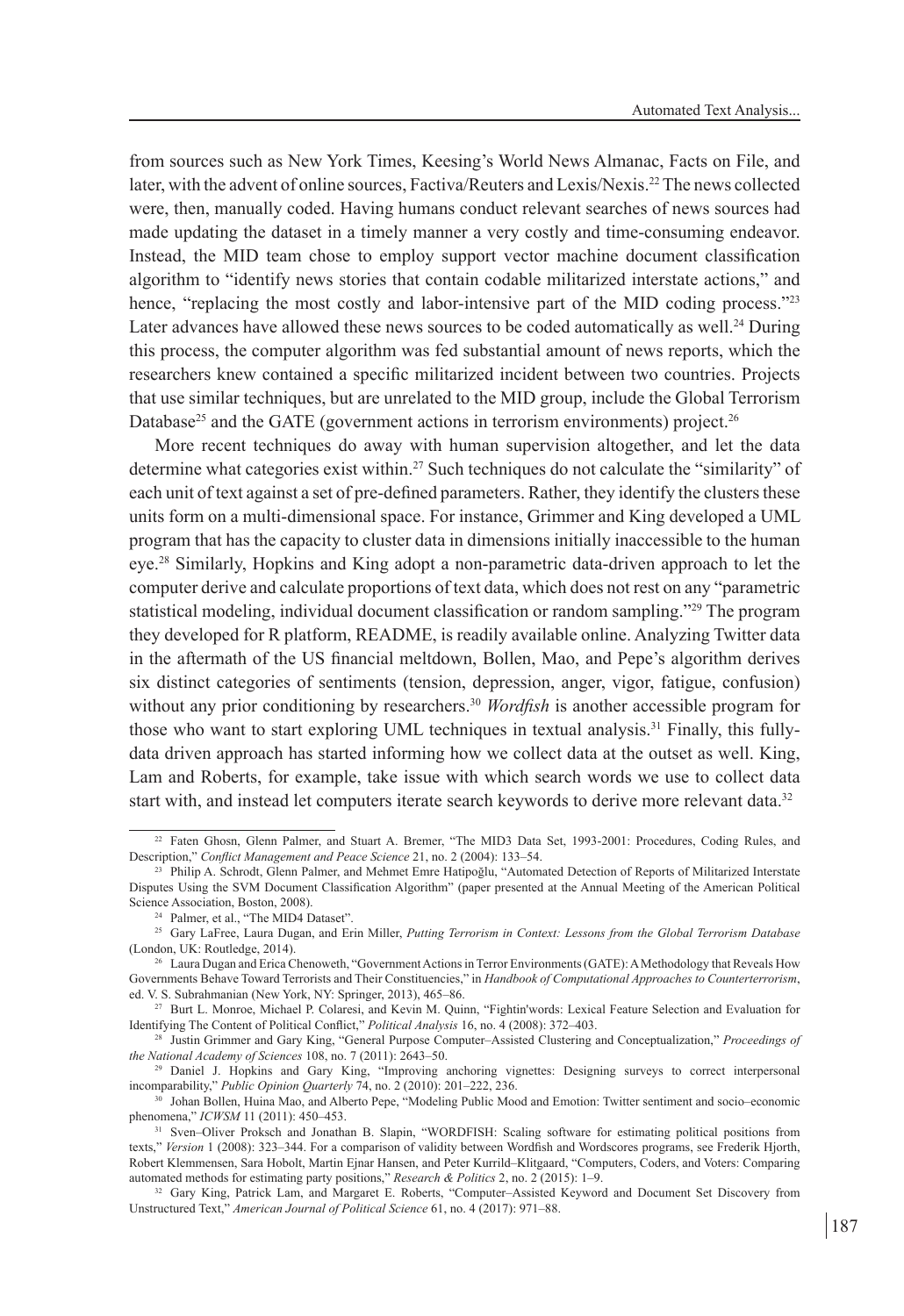from sources such as New York Times, Keesing's World News Almanac, Facts on File, and later, with the advent of online sources, Factiva/Reuters and Lexis/Nexis.[22] The news collected were, then, manually coded. Having humans conduct relevant searches of news sources had made updating the dataset in a timely manner a very costly and time-consuming endeavor. Instead, the MID team chose to employ support vector machine document classification algorithm to "identify news stories that contain codable militarized interstate actions," and hence, "replacing the most costly and labor-intensive part of the MID coding process."[23] Later advances have allowed these news sources to be coded automatically as well.[24] During this process, the computer algorithm was fed substantial amount of news reports, which the researchers knew contained a specific militarized incident between two countries. Projects that use similar techniques, but are unrelated to the MID group, include the Global Terrorism Database[25] and the GATE (government actions in terrorism environments) project.[26]

More recent techniques do away with human supervision altogether, and let the data determine what categories exist within.[27] Such techniques do not calculate the "similarity" of each unit of text against a set of pre-defined parameters. Rather, they identify the clusters these units form on a multi-dimensional space. For instance, Grimmer and King developed a UML program that has the capacity to cluster data in dimensions initially inaccessible to the human eye.[28] Similarly, Hopkins and King adopt a non-parametric data-driven approach to let the computer derive and calculate proportions of text data, which does not rest on any "parametric statistical modeling, individual document classification or random sampling."[29] The program they developed for R platform, README, is readily available online. Analyzing Twitter data in the aftermath of the US financial meltdown, Bollen, Mao, and Pepe's algorithm derives six distinct categories of sentiments (tension, depression, anger, vigor, fatigue, confusion) without any prior conditioning by researchers.[30] *Wordfish* is another accessible program for those who want to start exploring UML techniques in textual analysis.[31] Finally, this fully-data driven approach has started informing how we collect data at the outset as well. King, Lam and Roberts, for example, take issue with which search words we use to collect data start with, and instead let computers iterate search keywords to derive more relevant data.[32]

---

[22] Faten Ghosn, Glenn Palmer, and Stuart A. Bremer, "The MID3 Data Set, 1993-2001: Procedures, Coding Rules, and Description," *Conflict Management and Peace Science* 21, no. 2 (2004): 133–54.

[23] Philip A. Schrodt, Glenn Palmer, and Mehmet Emre Hatipoğlu, "Automated Detection of Reports of Militarized Interstate Disputes Using the SVM Document Classification Algorithm" (paper presented at the Annual Meeting of the American Political Science Association, Boston, 2008).

[24] Palmer, et al., "The MID4 Dataset".

[25] Gary LaFree, Laura Dugan, and Erin Miller, *Putting Terrorism in Context: Lessons from the Global Terrorism Database* (London, UK: Routledge, 2014).

[26] Laura Dugan and Erica Chenoweth, "Government Actions in Terror Environments (GATE): A Methodology that Reveals How Governments Behave Toward Terrorists and Their Constituencies," in *Handbook of Computational Approaches to Counterterrorism*, ed. V. S. Subrahmanian (New York, NY: Springer, 2013), 465–86.

[27] Burt L. Monroe, Michael P. Colaresi, and Kevin M. Quinn, "Fightin'words: Lexical Feature Selection and Evaluation for Identifying The Content of Political Conflict," *Political Analysis* 16, no. 4 (2008): 372–403.

[28] Justin Grimmer and Gary King, "General Purpose Computer–Assisted Clustering and Conceptualization," *Proceedings of the National Academy of Sciences* 108, no. 7 (2011): 2643–50.

[29] Daniel J. Hopkins and Gary King, "Improving anchoring vignettes: Designing surveys to correct interpersonal incomparability," *Public Opinion Quarterly* 74, no. 2 (2010): 201–222, 236.

[30] Johan Bollen, Huina Mao, and Alberto Pepe, "Modeling Public Mood and Emotion: Twitter sentiment and socio–economic phenomena," *ICWSM* 11 (2011): 450–453.

[31] Sven–Oliver Proksch and Jonathan B. Slapin, "WORDFISH: Scaling software for estimating political positions from texts," *Version* 1 (2008): 323–344. For a comparison of validity between Wordfish and Wordscores programs, see Frederik Hjorth, Robert Klemmensen, Sara Hobolt, Martin Ejnar Hansen, and Peter Kurrild–Klitgaard, "Computers, Coders, and Voters: Comparing automated methods for estimating party positions," *Research & Politics* 2, no. 2 (2015): 1–9.

[32] Gary King, Patrick Lam, and Margaret E. Roberts, "Computer–Assisted Keyword and Document Set Discovery from Unstructured Text," *American Journal of Political Science* 61, no. 4 (2017): 971–88.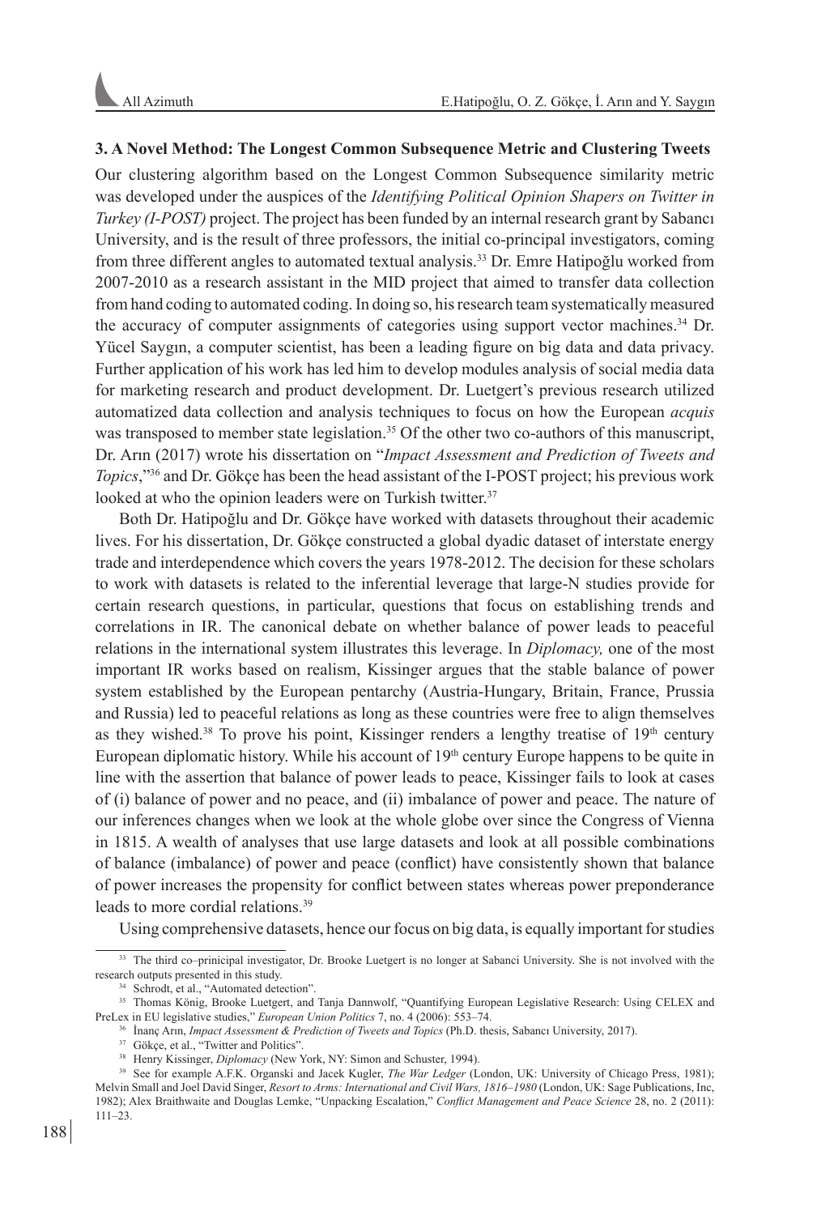### 3. A Novel Method: The Longest Common Subsequence Metric and Clustering Tweets

Our clustering algorithm based on the Longest Common Subsequence similarity metric was developed under the auspices of the *Identifying Political Opinion Shapers on Twitter in Turkey (I-POST)* project. The project has been funded by an internal research grant by Sabancı University, and is the result of three professors, the initial co-principal investigators, coming from three different angles to automated textual analysis.[33] Dr. Emre Hatipoğlu worked from 2007-2010 as a research assistant in the MID project that aimed to transfer data collection from hand coding to automated coding. In doing so, his research team systematically measured the accuracy of computer assignments of categories using support vector machines.[34] Dr. Yücel Saygın, a computer scientist, has been a leading figure on big data and data privacy. Further application of his work has led him to develop modules analysis of social media data for marketing research and product development. Dr. Luetgert's previous research utilized automatized data collection and analysis techniques to focus on how the European *acquis* was transposed to member state legislation.[35] Of the other two co-authors of this manuscript, Dr. Arın (2017) wrote his dissertation on "*Impact Assessment and Prediction of Tweets and Topics*,"[36] and Dr. Gökçe has been the head assistant of the I-POST project; his previous work looked at who the opinion leaders were on Turkish twitter.[37]

Both Dr. Hatipoğlu and Dr. Gökçe have worked with datasets throughout their academic lives. For his dissertation, Dr. Gökçe constructed a global dyadic dataset of interstate energy trade and interdependence which covers the years 1978-2012. The decision for these scholars to work with datasets is related to the inferential leverage that large-N studies provide for certain research questions, in particular, questions that focus on establishing trends and correlations in IR. The canonical debate on whether balance of power leads to peaceful relations in the international system illustrates this leverage. In *Diplomacy,* one of the most important IR works based on realism, Kissinger argues that the stable balance of power system established by the European pentarchy (Austria-Hungary, Britain, France, Prussia and Russia) led to peaceful relations as long as these countries were free to align themselves as they wished.[38] To prove his point, Kissinger renders a lengthy treatise of 19th century European diplomatic history. While his account of 19th century Europe happens to be quite in line with the assertion that balance of power leads to peace, Kissinger fails to look at cases of (i) balance of power and no peace, and (ii) imbalance of power and peace. The nature of our inferences changes when we look at the whole globe over since the Congress of Vienna in 1815. A wealth of analyses that use large datasets and look at all possible combinations of balance (imbalance) of power and peace (conflict) have consistently shown that balance of power increases the propensity for conflict between states whereas power preponderance leads to more cordial relations.[39]

Using comprehensive datasets, hence our focus on big data, is equally important for studies

---

[33] The third co–prinicipal investigator, Dr. Brooke Luetgert is no longer at Sabanci University. She is not involved with the research outputs presented in this study.

[34] Schrodt, et al., "Automated detection".

[35] Thomas König, Brooke Luetgert, and Tanja Dannwolf, "Quantifying European Legislative Research: Using CELEX and PreLex in EU legislative studies," *European Union Politics* 7, no. 4 (2006): 553–74.

[36] İnanç Arın, *Impact Assessment & Prediction of Tweets and Topics* (Ph.D. thesis, Sabancı University, 2017).

[37] Gökçe, et al., "Twitter and Politics".

[38] Henry Kissinger, *Diplomacy* (New York, NY: Simon and Schuster, 1994).

[39] See for example A.F.K. Organski and Jacek Kugler, *The War Ledger* (London, UK: University of Chicago Press, 1981); Melvin Small and Joel David Singer, *Resort to Arms: International and Civil Wars, 1816–1980* (London, UK: Sage Publications, Inc, 1982); Alex Braithwaite and Douglas Lemke, "Unpacking Escalation," *Conflict Management and Peace Science* 28, no. 2 (2011): 111–23.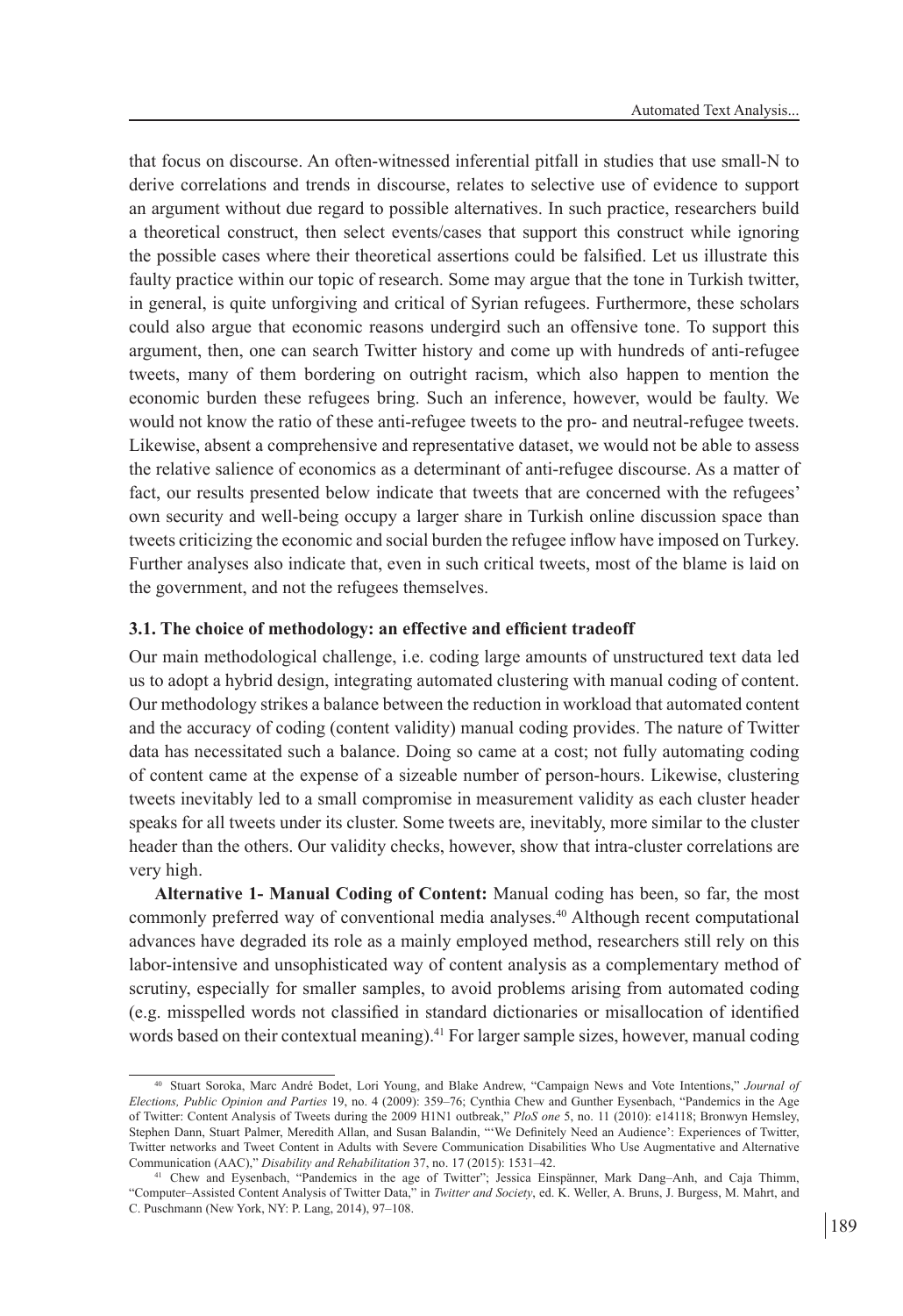that focus on discourse. An often-witnessed inferential pitfall in studies that use small-N to derive correlations and trends in discourse, relates to selective use of evidence to support an argument without due regard to possible alternatives. In such practice, researchers build a theoretical construct, then select events/cases that support this construct while ignoring the possible cases where their theoretical assertions could be falsified. Let us illustrate this faulty practice within our topic of research. Some may argue that the tone in Turkish twitter, in general, is quite unforgiving and critical of Syrian refugees. Furthermore, these scholars could also argue that economic reasons undergird such an offensive tone. To support this argument, then, one can search Twitter history and come up with hundreds of anti-refugee tweets, many of them bordering on outright racism, which also happen to mention the economic burden these refugees bring. Such an inference, however, would be faulty. We would not know the ratio of these anti-refugee tweets to the pro- and neutral-refugee tweets. Likewise, absent a comprehensive and representative dataset, we would not be able to assess the relative salience of economics as a determinant of anti-refugee discourse. As a matter of fact, our results presented below indicate that tweets that are concerned with the refugees' own security and well-being occupy a larger share in Turkish online discussion space than tweets criticizing the economic and social burden the refugee inflow have imposed on Turkey. Further analyses also indicate that, even in such critical tweets, most of the blame is laid on the government, and not the refugees themselves.

### 3.1. The choice of methodology: an effective and efficient tradeoff

Our main methodological challenge, i.e. coding large amounts of unstructured text data led us to adopt a hybrid design, integrating automated clustering with manual coding of content. Our methodology strikes a balance between the reduction in workload that automated content and the accuracy of coding (content validity) manual coding provides. The nature of Twitter data has necessitated such a balance. Doing so came at a cost; not fully automating coding of content came at the expense of a sizeable number of person-hours. Likewise, clustering tweets inevitably led to a small compromise in measurement validity as each cluster header speaks for all tweets under its cluster. Some tweets are, inevitably, more similar to the cluster header than the others. Our validity checks, however, show that intra-cluster correlations are very high.

**Alternative 1- Manual Coding of Content:** Manual coding has been, so far, the most commonly preferred way of conventional media analyses.[40] Although recent computational advances have degraded its role as a mainly employed method, researchers still rely on this labor-intensive and unsophisticated way of content analysis as a complementary method of scrutiny, especially for smaller samples, to avoid problems arising from automated coding (e.g. misspelled words not classified in standard dictionaries or misallocation of identified words based on their contextual meaning).[41] For larger sample sizes, however, manual coding

[40] Stuart Soroka, Marc André Bodet, Lori Young, and Blake Andrew, "Campaign News and Vote Intentions," *Journal of Elections, Public Opinion and Parties* 19, no. 4 (2009): 359–76; Cynthia Chew and Gunther Eysenbach, "Pandemics in the Age of Twitter: Content Analysis of Tweets during the 2009 H1N1 outbreak," *PloS one* 5, no. 11 (2010): e14118; Bronwyn Hemsley, Stephen Dann, Stuart Palmer, Meredith Allan, and Susan Balandin, "'We Definitely Need an Audience': Experiences of Twitter, Twitter networks and Tweet Content in Adults with Severe Communication Disabilities Who Use Augmentative and Alternative Communication (AAC)," *Disability and Rehabilitation* 37, no. 17 (2015): 1531–42.

[41] Chew and Eysenbach, "Pandemics in the age of Twitter"; Jessica Einspänner, Mark Dang–Anh, and Caja Thimm, "Computer–Assisted Content Analysis of Twitter Data," in *Twitter and Society*, ed. K. Weller, A. Bruns, J. Burgess, M. Mahrt, and C. Puschmann (New York, NY: P. Lang, 2014), 97–108.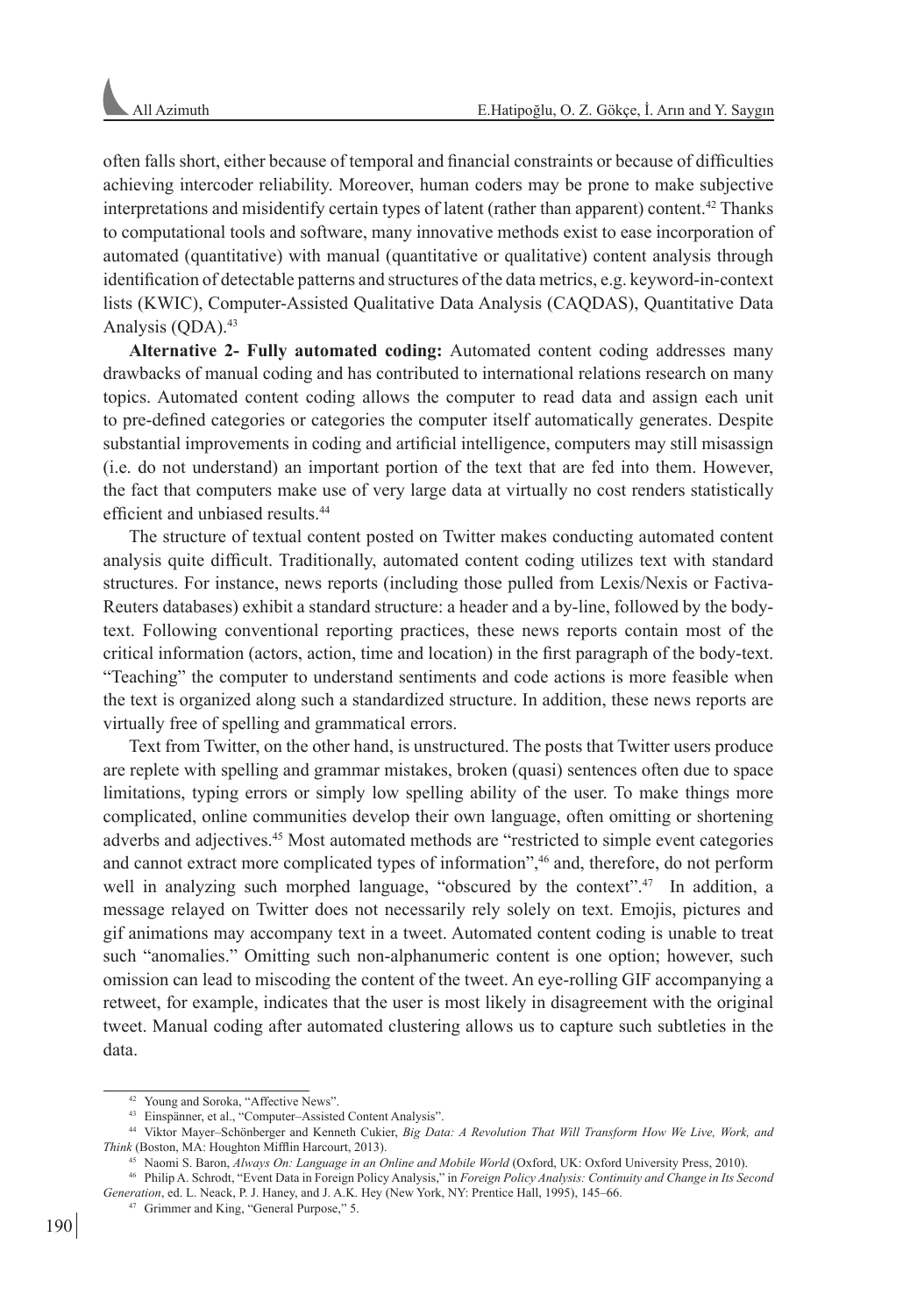often falls short, either because of temporal and financial constraints or because of difficulties achieving intercoder reliability. Moreover, human coders may be prone to make subjective interpretations and misidentify certain types of latent (rather than apparent) content.[42] Thanks to computational tools and software, many innovative methods exist to ease incorporation of automated (quantitative) with manual (quantitative or qualitative) content analysis through identification of detectable patterns and structures of the data metrics, e.g. keyword-in-context lists (KWIC), Computer-Assisted Qualitative Data Analysis (CAQDAS), Quantitative Data Analysis (QDA).[43]

**Alternative 2- Fully automated coding:** Automated content coding addresses many drawbacks of manual coding and has contributed to international relations research on many topics. Automated content coding allows the computer to read data and assign each unit to pre-defined categories or categories the computer itself automatically generates. Despite substantial improvements in coding and artificial intelligence, computers may still misassign (i.e. do not understand) an important portion of the text that are fed into them. However, the fact that computers make use of very large data at virtually no cost renders statistically efficient and unbiased results.[44]

The structure of textual content posted on Twitter makes conducting automated content analysis quite difficult. Traditionally, automated content coding utilizes text with standard structures. For instance, news reports (including those pulled from Lexis/Nexis or Factiva-Reuters databases) exhibit a standard structure: a header and a by-line, followed by the body-text. Following conventional reporting practices, these news reports contain most of the critical information (actors, action, time and location) in the first paragraph of the body-text. "Teaching" the computer to understand sentiments and code actions is more feasible when the text is organized along such a standardized structure. In addition, these news reports are virtually free of spelling and grammatical errors.

Text from Twitter, on the other hand, is unstructured. The posts that Twitter users produce are replete with spelling and grammar mistakes, broken (quasi) sentences often due to space limitations, typing errors or simply low spelling ability of the user. To make things more complicated, online communities develop their own language, often omitting or shortening adverbs and adjectives.[45] Most automated methods are "restricted to simple event categories and cannot extract more complicated types of information",[46] and, therefore, do not perform well in analyzing such morphed language, "obscured by the context".[47] In addition, a message relayed on Twitter does not necessarily rely solely on text. Emojis, pictures and gif animations may accompany text in a tweet. Automated content coding is unable to treat such "anomalies." Omitting such non-alphanumeric content is one option; however, such omission can lead to miscoding the content of the tweet. An eye-rolling GIF accompanying a retweet, for example, indicates that the user is most likely in disagreement with the original tweet. Manual coding after automated clustering allows us to capture such subtleties in the data.

---

[42] Young and Soroka, "Affective News".

[43] Einspänner, et al., "Computer–Assisted Content Analysis".

[44] Viktor Mayer–Schönberger and Kenneth Cukier, *Big Data: A Revolution That Will Transform How We Live, Work, and Think* (Boston, MA: Houghton Mifflin Harcourt, 2013).

[45] Naomi S. Baron, *Always On: Language in an Online and Mobile World* (Oxford, UK: Oxford University Press, 2010).

[46] Philip A. Schrodt, "Event Data in Foreign Policy Analysis," in *Foreign Policy Analysis: Continuity and Change in Its Second Generation*, ed. L. Neack, P. J. Haney, and J. A.K. Hey (New York, NY: Prentice Hall, 1995), 145–66.

[47] Grimmer and King, "General Purpose," 5.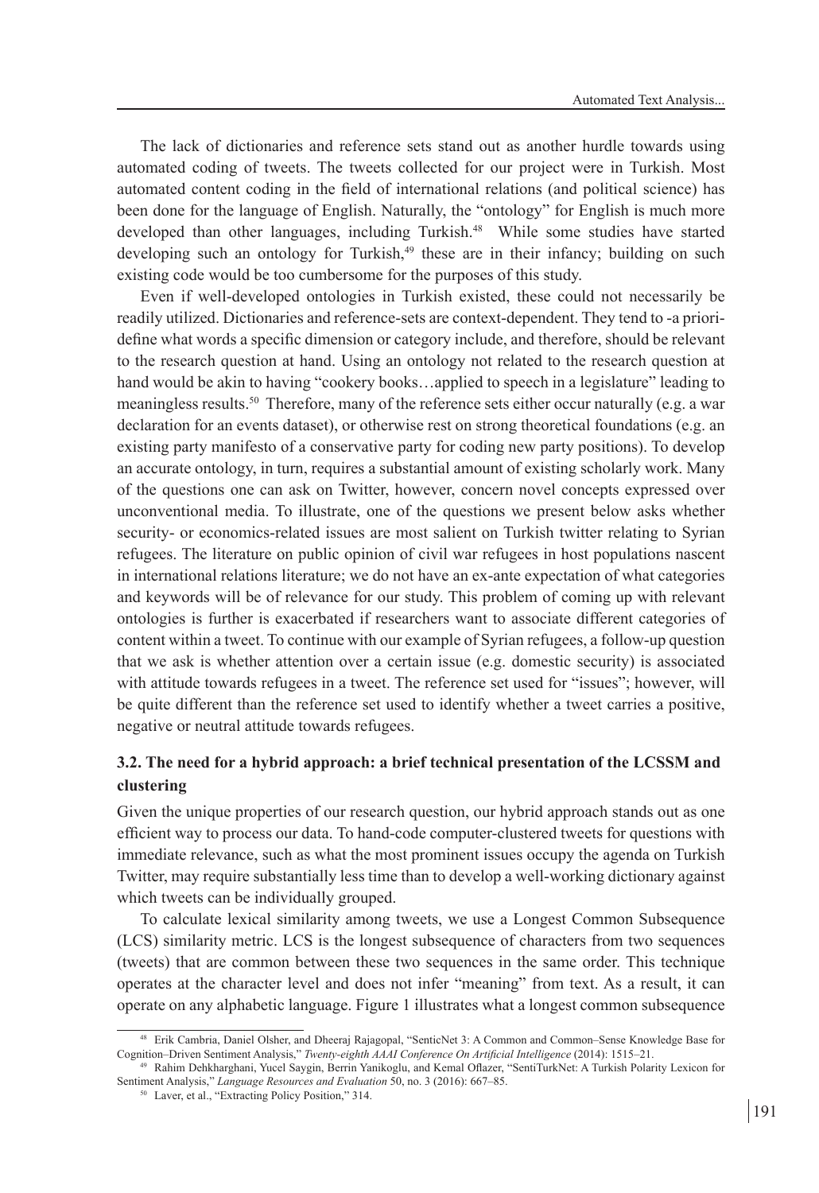The lack of dictionaries and reference sets stand out as another hurdle towards using automated coding of tweets. The tweets collected for our project were in Turkish. Most automated content coding in the field of international relations (and political science) has been done for the language of English. Naturally, the "ontology" for English is much more developed than other languages, including Turkish.[48] While some studies have started developing such an ontology for Turkish,[49] these are in their infancy; building on such existing code would be too cumbersome for the purposes of this study.

Even if well-developed ontologies in Turkish existed, these could not necessarily be readily utilized. Dictionaries and reference-sets are context-dependent. They tend to -a priori-define what words a specific dimension or category include, and therefore, should be relevant to the research question at hand. Using an ontology not related to the research question at hand would be akin to having "cookery books…applied to speech in a legislature" leading to meaningless results.[50] Therefore, many of the reference sets either occur naturally (e.g. a war declaration for an events dataset), or otherwise rest on strong theoretical foundations (e.g. an existing party manifesto of a conservative party for coding new party positions). To develop an accurate ontology, in turn, requires a substantial amount of existing scholarly work. Many of the questions one can ask on Twitter, however, concern novel concepts expressed over unconventional media. To illustrate, one of the questions we present below asks whether security- or economics-related issues are most salient on Turkish twitter relating to Syrian refugees. The literature on public opinion of civil war refugees in host populations nascent in international relations literature; we do not have an ex-ante expectation of what categories and keywords will be of relevance for our study. This problem of coming up with relevant ontologies is further is exacerbated if researchers want to associate different categories of content within a tweet. To continue with our example of Syrian refugees, a follow-up question that we ask is whether attention over a certain issue (e.g. domestic security) is associated with attitude towards refugees in a tweet. The reference set used for "issues"; however, will be quite different than the reference set used to identify whether a tweet carries a positive, negative or neutral attitude towards refugees.

### 3.2. The need for a hybrid approach: a brief technical presentation of the LCSSM and clustering

Given the unique properties of our research question, our hybrid approach stands out as one efficient way to process our data. To hand-code computer-clustered tweets for questions with immediate relevance, such as what the most prominent issues occupy the agenda on Turkish Twitter, may require substantially less time than to develop a well-working dictionary against which tweets can be individually grouped.

To calculate lexical similarity among tweets, we use a Longest Common Subsequence (LCS) similarity metric. LCS is the longest subsequence of characters from two sequences (tweets) that are common between these two sequences in the same order. This technique operates at the character level and does not infer "meaning" from text. As a result, it can operate on any alphabetic language. Figure 1 illustrates what a longest common subsequence

---

[48] Erik Cambria, Daniel Olsher, and Dheeraj Rajagopal, "SenticNet 3: A Common and Common–Sense Knowledge Base for Cognition–Driven Sentiment Analysis," *Twenty-eighth AAAI Conference On Artificial Intelligence* (2014): 1515–21.

[49] Rahim Dehkharghani, Yucel Saygin, Berrin Yanikoglu, and Kemal Oflazer, "SentiTurkNet: A Turkish Polarity Lexicon for Sentiment Analysis," *Language Resources and Evaluation* 50, no. 3 (2016): 667–85.

[50] Laver, et al., "Extracting Policy Position," 314.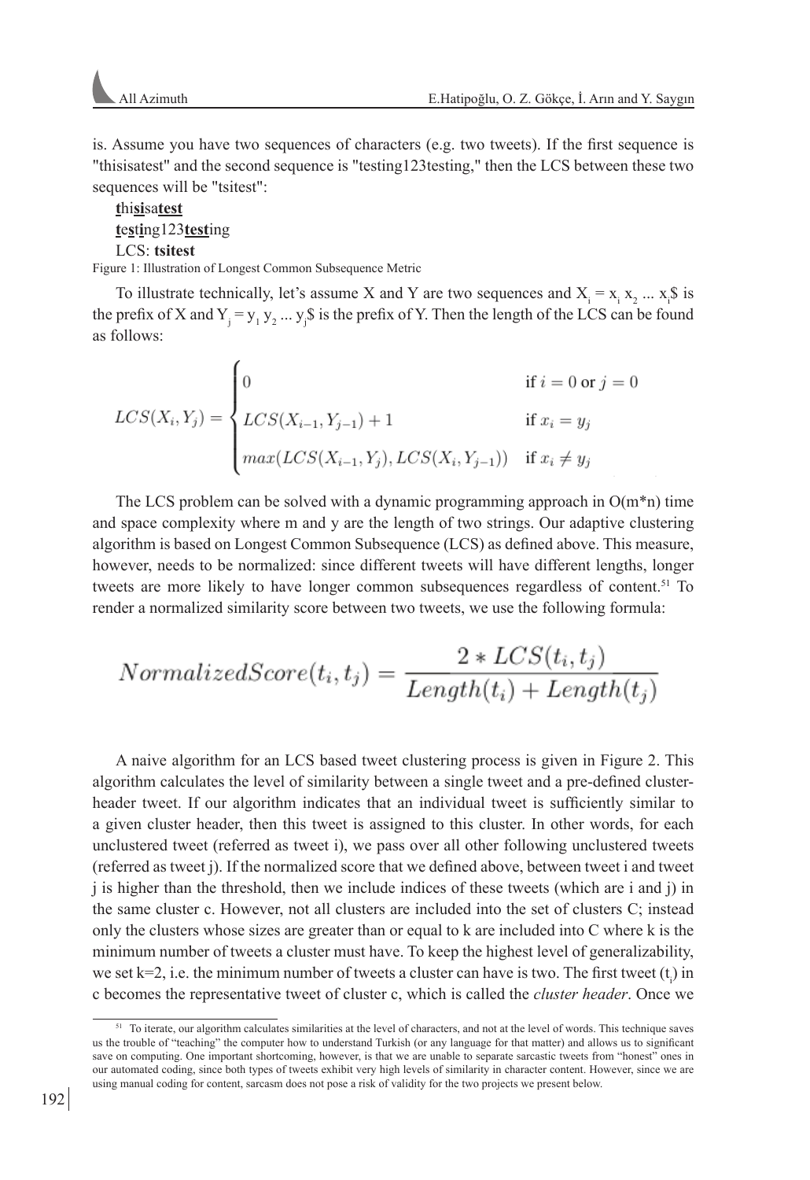is. Assume you have two sequences of characters (e.g. two tweets). If the first sequence is "thisisatest" and the second sequence is "testing123testing," then the LCS between these two sequences will be "tsitest":

**t**hi**si**sa**test**

**t**e**s**t**i**ng123**test**ing

LCS: **tsitest**

Figure 1: Illustration of Longest Common Subsequence Metric

To illustrate technically, let's assume X and Y are two sequences and $X_i = x_1 x_2 \dots x_i\$$ is the prefix of X and $Y_j = y_1 y_2 \dots y_j\$$ is the prefix of Y. Then the length of the LCS can be found as follows:

$$LCS(X_i, Y_j) = \begin{cases} 0 & \text{if } i = 0 \text{ or } j = 0 \\ LCS(X_{i-1}, Y_{j-1}) + 1 & \text{if } x_i = y_j \\ max(LCS(X_{i-1}, Y_j), LCS(X_i, Y_{j-1})) & \text{if } x_i \neq y_j \end{cases}$$

The LCS problem can be solved with a dynamic programming approach in O(m*n) time and space complexity where m and y are the length of two strings. Our adaptive clustering algorithm is based on Longest Common Subsequence (LCS) as defined above. This measure, however, needs to be normalized: since different tweets will have different lengths, longer tweets are more likely to have longer common subsequences regardless of content.[51] To render a normalized similarity score between two tweets, we use the following formula:

$$NormalizedScore(t_i, t_j) = \frac{2 * LCS(t_i, t_j)}{Length(t_i) + Length(t_j)}$$

A naive algorithm for an LCS based tweet clustering process is given in Figure 2. This algorithm calculates the level of similarity between a single tweet and a pre-defined cluster-header tweet. If our algorithm indicates that an individual tweet is sufficiently similar to a given cluster header, then this tweet is assigned to this cluster. In other words, for each unclustered tweet (referred as tweet i), we pass over all other following unclustered tweets (referred as tweet j). If the normalized score that we defined above, between tweet i and tweet j is higher than the threshold, then we include indices of these tweets (which are i and j) in the same cluster c. However, not all clusters are included into the set of clusters C; instead only the clusters whose sizes are greater than or equal to k are included into C where k is the minimum number of tweets a cluster must have. To keep the highest level of generalizability, we set k=2, i.e. the minimum number of tweets a cluster can have is two. The first tweet ($t_i$) in c becomes the representative tweet of cluster c, which is called the *cluster header*. Once we

[51] To iterate, our algorithm calculates similarities at the level of characters, and not at the level of words. This technique saves us the trouble of "teaching" the computer how to understand Turkish (or any language for that matter) and allows us to significant save on computing. One important shortcoming, however, is that we are unable to separate sarcastic tweets from "honest" ones in our automated coding, since both types of tweets exhibit very high levels of similarity in character content. However, since we are using manual coding for content, sarcasm does not pose a risk of validity for the two projects we present below.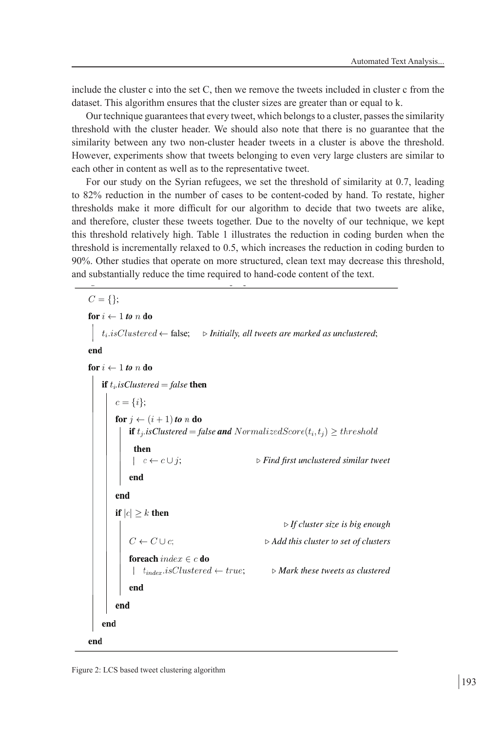include the cluster c into the set C, then we remove the tweets included in cluster c from the dataset. This algorithm ensures that the cluster sizes are greater than or equal to k.

Our technique guarantees that every tweet, which belongs to a cluster, passes the similarity threshold with the cluster header. We should also note that there is no guarantee that the similarity between any two non-cluster header tweets in a cluster is above the threshold. However, experiments show that tweets belonging to even very large clusters are similar to each other in content as well as to the representative tweet.

For our study on the Syrian refugees, we set the threshold of similarity at 0.7, leading to 82% reduction in the number of cases to be content-coded by hand. To restate, higher thresholds make it more difficult for our algorithm to decide that two tweets are alike, and therefore, cluster these tweets together. Due to the novelty of our technique, we kept this threshold relatively high. Table 1 illustrates the reduction in coding burden when the threshold is incrementally relaxed to 0.5, which increases the reduction in coding burden to 90%. Other studies that operate on more structured, clean text may decrease this threshold, and substantially reduce the time required to hand-code content of the text.

```
C = {};
for i ← 1 to n do
    t_i.isClustered ← false;        ▷ Initially, all tweets are marked as unclustered;
end
for i ← 1 to n do
    if t_i.isClustered = false then
        c = {i};
        for j ← (i + 1) to n do
            if t_j.isClustered = false and NormalizedScore(t_i, t_j) ≥ threshold
             then
                c ← c ∪ j;                  ▷ Find first unclustered similar tweet
            end
        end
        if |c| ≥ k then
                                            ▷ If cluster size is big enough
            C ← C ∪ c;                      ▷ Add this cluster to set of clusters
            foreach index ∈ c do
                t_index.isClustered ← true;  ▷ Mark these tweets as clustered
            end
        end
    end
end
```

Figure 2: LCS based tweet clustering algorithm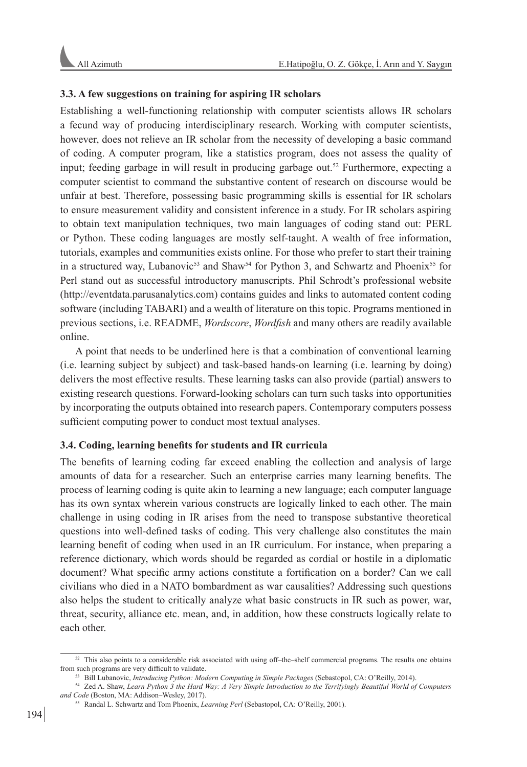### 3.3. A few suggestions on training for aspiring IR scholars

Establishing a well-functioning relationship with computer scientists allows IR scholars a fecund way of producing interdisciplinary research. Working with computer scientists, however, does not relieve an IR scholar from the necessity of developing a basic command of coding. A computer program, like a statistics program, does not assess the quality of input; feeding garbage in will result in producing garbage out.[52] Furthermore, expecting a computer scientist to command the substantive content of research on discourse would be unfair at best. Therefore, possessing basic programming skills is essential for IR scholars to ensure measurement validity and consistent inference in a study. For IR scholars aspiring to obtain text manipulation techniques, two main languages of coding stand out: PERL or Python. These coding languages are mostly self-taught. A wealth of free information, tutorials, examples and communities exists online. For those who prefer to start their training in a structured way, Lubanovic[53] and Shaw[54] for Python 3, and Schwartz and Phoenix[55] for Perl stand out as successful introductory manuscripts. Phil Schrodt's professional website (http://eventdata.parusanalytics.com) contains guides and links to automated content coding software (including TABARI) and a wealth of literature on this topic. Programs mentioned in previous sections, i.e. README, *Wordscore*, *Wordfish* and many others are readily available online.

A point that needs to be underlined here is that a combination of conventional learning (i.e. learning subject by subject) and task-based hands-on learning (i.e. learning by doing) delivers the most effective results. These learning tasks can also provide (partial) answers to existing research questions. Forward-looking scholars can turn such tasks into opportunities by incorporating the outputs obtained into research papers. Contemporary computers possess sufficient computing power to conduct most textual analyses.

### 3.4. Coding, learning benefits for students and IR curricula

The benefits of learning coding far exceed enabling the collection and analysis of large amounts of data for a researcher. Such an enterprise carries many learning benefits. The process of learning coding is quite akin to learning a new language; each computer language has its own syntax wherein various constructs are logically linked to each other. The main challenge in using coding in IR arises from the need to transpose substantive theoretical questions into well-defined tasks of coding. This very challenge also constitutes the main learning benefit of coding when used in an IR curriculum. For instance, when preparing a reference dictionary, which words should be regarded as cordial or hostile in a diplomatic document? What specific army actions constitute a fortification on a border? Can we call civilians who died in a NATO bombardment as war causalities? Addressing such questions also helps the student to critically analyze what basic constructs in IR such as power, war, threat, security, alliance etc. mean, and, in addition, how these constructs logically relate to each other.

---

[52] This also points to a considerable risk associated with using off–the–shelf commercial programs. The results one obtains from such programs are very difficult to validate.

[53] Bill Lubanovic, *Introducing Python: Modern Computing in Simple Packages* (Sebastopol, CA: O'Reilly, 2014).

[54] Zed A. Shaw, *Learn Python 3 the Hard Way: A Very Simple Introduction to the Terrifyingly Beautiful World of Computers and Code* (Boston, MA: Addison–Wesley, 2017).

[55] Randal L. Schwartz and Tom Phoenix, *Learning Perl* (Sebastopol, CA: O'Reilly, 2001).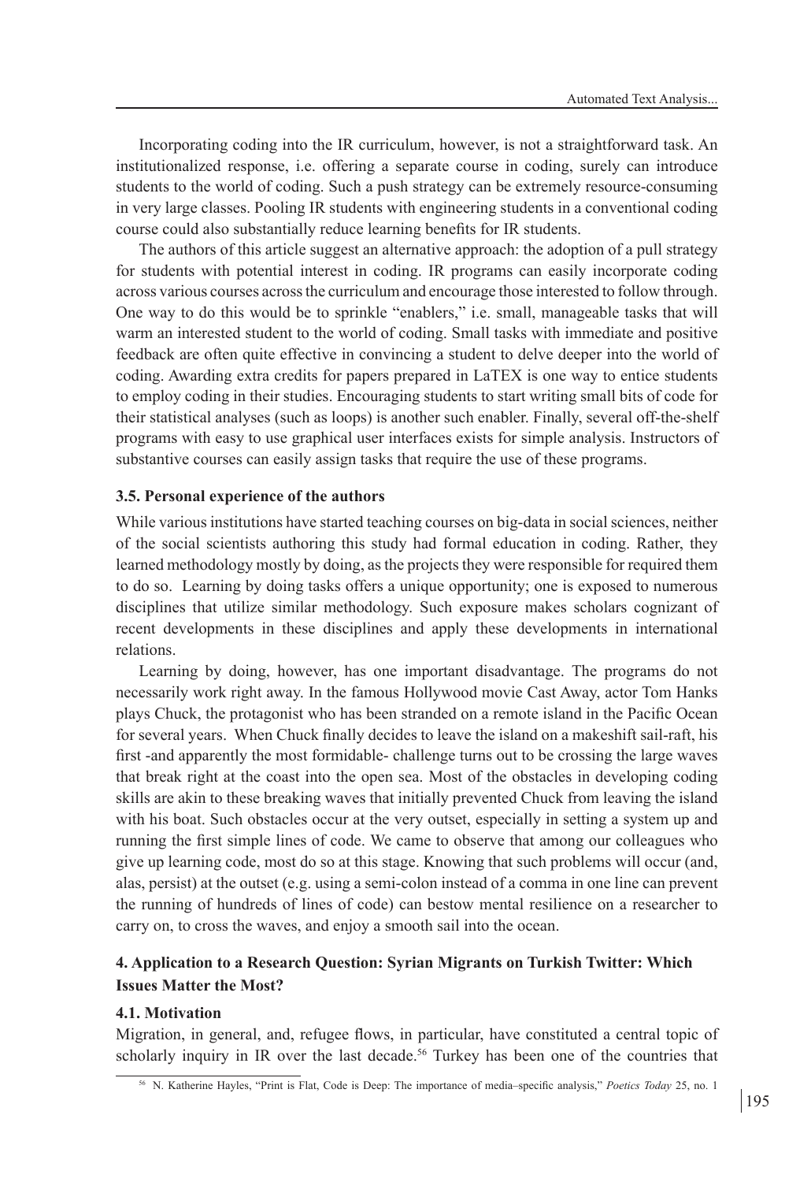Incorporating coding into the IR curriculum, however, is not a straightforward task. An institutionalized response, i.e. offering a separate course in coding, surely can introduce students to the world of coding. Such a push strategy can be extremely resource-consuming in very large classes. Pooling IR students with engineering students in a conventional coding course could also substantially reduce learning benefits for IR students.

The authors of this article suggest an alternative approach: the adoption of a pull strategy for students with potential interest in coding. IR programs can easily incorporate coding across various courses across the curriculum and encourage those interested to follow through. One way to do this would be to sprinkle "enablers," i.e. small, manageable tasks that will warm an interested student to the world of coding. Small tasks with immediate and positive feedback are often quite effective in convincing a student to delve deeper into the world of coding. Awarding extra credits for papers prepared in LaTEX is one way to entice students to employ coding in their studies. Encouraging students to start writing small bits of code for their statistical analyses (such as loops) is another such enabler. Finally, several off-the-shelf programs with easy to use graphical user interfaces exists for simple analysis. Instructors of substantive courses can easily assign tasks that require the use of these programs.

### 3.5. Personal experience of the authors

While various institutions have started teaching courses on big-data in social sciences, neither of the social scientists authoring this study had formal education in coding. Rather, they learned methodology mostly by doing, as the projects they were responsible for required them to do so. Learning by doing tasks offers a unique opportunity; one is exposed to numerous disciplines that utilize similar methodology. Such exposure makes scholars cognizant of recent developments in these disciplines and apply these developments in international relations.

Learning by doing, however, has one important disadvantage. The programs do not necessarily work right away. In the famous Hollywood movie Cast Away, actor Tom Hanks plays Chuck, the protagonist who has been stranded on a remote island in the Pacific Ocean for several years. When Chuck finally decides to leave the island on a makeshift sail-raft, his first -and apparently the most formidable- challenge turns out to be crossing the large waves that break right at the coast into the open sea. Most of the obstacles in developing coding skills are akin to these breaking waves that initially prevented Chuck from leaving the island with his boat. Such obstacles occur at the very outset, especially in setting a system up and running the first simple lines of code. We came to observe that among our colleagues who give up learning code, most do so at this stage. Knowing that such problems will occur (and, alas, persist) at the outset (e.g. using a semi-colon instead of a comma in one line can prevent the running of hundreds of lines of code) can bestow mental resilience on a researcher to carry on, to cross the waves, and enjoy a smooth sail into the ocean.

## 4. Application to a Research Question: Syrian Migrants on Turkish Twitter: Which Issues Matter the Most?

### 4.1. Motivation

Migration, in general, and, refugee flows, in particular, have constituted a central topic of scholarly inquiry in IR over the last decade.[56] Turkey has been one of the countries that

[56] N. Katherine Hayles, "Print is Flat, Code is Deep: The importance of media–specific analysis," *Poetics Today* 25, no. 1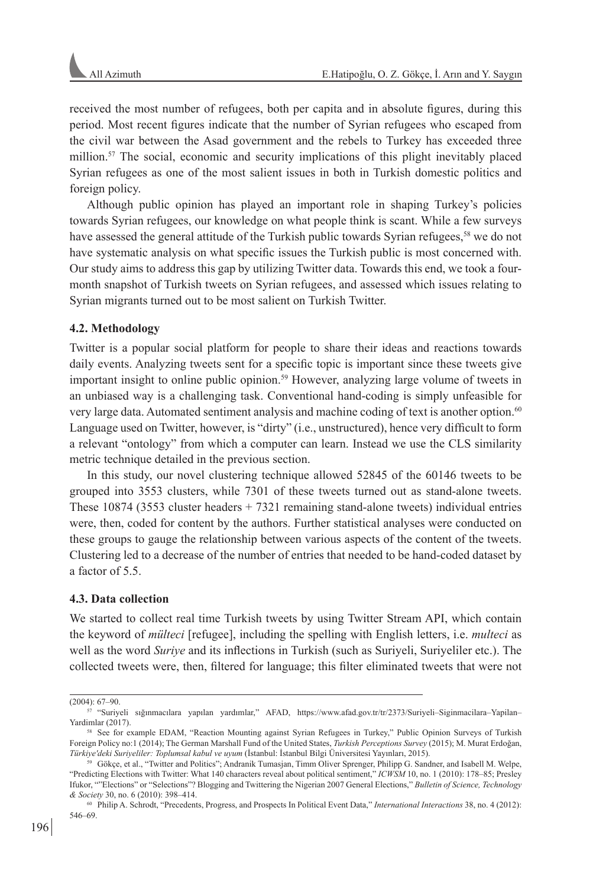received the most number of refugees, both per capita and in absolute figures, during this period. Most recent figures indicate that the number of Syrian refugees who escaped from the civil war between the Asad government and the rebels to Turkey has exceeded three million.[57] The social, economic and security implications of this plight inevitably placed Syrian refugees as one of the most salient issues in both in Turkish domestic politics and foreign policy.

Although public opinion has played an important role in shaping Turkey's policies towards Syrian refugees, our knowledge on what people think is scant. While a few surveys have assessed the general attitude of the Turkish public towards Syrian refugees,[58] we do not have systematic analysis on what specific issues the Turkish public is most concerned with. Our study aims to address this gap by utilizing Twitter data. Towards this end, we took a four-month snapshot of Turkish tweets on Syrian refugees, and assessed which issues relating to Syrian migrants turned out to be most salient on Turkish Twitter.

### 4.2. Methodology

Twitter is a popular social platform for people to share their ideas and reactions towards daily events. Analyzing tweets sent for a specific topic is important since these tweets give important insight to online public opinion.[59] However, analyzing large volume of tweets in an unbiased way is a challenging task. Conventional hand-coding is simply unfeasible for very large data. Automated sentiment analysis and machine coding of text is another option.[60] Language used on Twitter, however, is "dirty" (i.e., unstructured), hence very difficult to form a relevant "ontology" from which a computer can learn. Instead we use the CLS similarity metric technique detailed in the previous section.

In this study, our novel clustering technique allowed 52845 of the 60146 tweets to be grouped into 3553 clusters, while 7301 of these tweets turned out as stand-alone tweets. These 10874 (3553 cluster headers + 7321 remaining stand-alone tweets) individual entries were, then, coded for content by the authors. Further statistical analyses were conducted on these groups to gauge the relationship between various aspects of the content of the tweets. Clustering led to a decrease of the number of entries that needed to be hand-coded dataset by a factor of 5.5.

### 4.3. Data collection

We started to collect real time Turkish tweets by using Twitter Stream API, which contain the keyword of *mülteci* [refugee], including the spelling with English letters, i.e. *multeci* as well as the word *Suriye* and its inflections in Turkish (such as Suriyeli, Suriyeliler etc.). The collected tweets were, then, filtered for language; this filter eliminated tweets that were not

---

(2004): 67–90.

[57] "Suriyeli sığınmacılara yapılan yardımlar," AFAD, https://www.afad.gov.tr/tr/2373/Suriyeli–Siginmacilara–Yapilan–Yardimlar (2017).

[58] See for example EDAM, "Reaction Mounting against Syrian Refugees in Turkey," Public Opinion Surveys of Turkish Foreign Policy no:1 (2014); The German Marshall Fund of the United States, *Turkish Perceptions Survey* (2015); M. Murat Erdoğan, *Türkiye'deki Suriyeliler: Toplumsal kabul ve uyum* (İstanbul: İstanbul Bilgi Üniversitesi Yayınları, 2015).

[59] Gökçe, et al., "Twitter and Politics"; Andranik Tumasjan, Timm Oliver Sprenger, Philipp G. Sandner, and Isabell M. Welpe, "Predicting Elections with Twitter: What 140 characters reveal about political sentiment," *ICWSM* 10, no. 1 (2010): 178–85; Presley Ifukor, ""Elections" or "Selections"? Blogging and Twittering the Nigerian 2007 General Elections," *Bulletin of Science, Technology & Society* 30, no. 6 (2010): 398–414.

[60] Philip A. Schrodt, "Precedents, Progress, and Prospects In Political Event Data," *International Interactions* 38, no. 4 (2012): 546–69.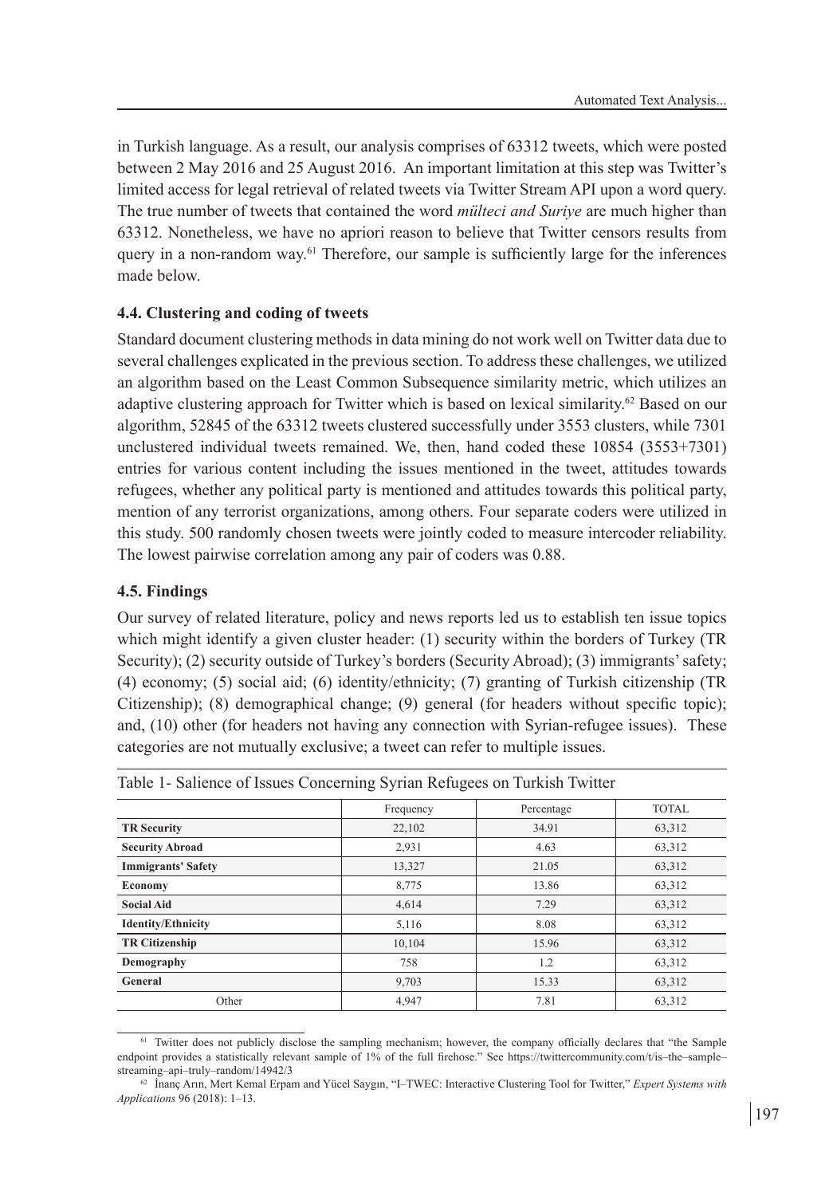in Turkish language. As a result, our analysis comprises of 63312 tweets, which were posted between 2 May 2016 and 25 August 2016. An important limitation at this step was Twitter's limited access for legal retrieval of related tweets via Twitter Stream API upon a word query. The true number of tweets that contained the word *mülteci and Suriye* are much higher than 63312. Nonetheless, we have no apriori reason to believe that Twitter censors results from query in a non-random way.[61] Therefore, our sample is sufficiently large for the inferences made below.

### 4.4. Clustering and coding of tweets

Standard document clustering methods in data mining do not work well on Twitter data due to several challenges explicated in the previous section. To address these challenges, we utilized an algorithm based on the Least Common Subsequence similarity metric, which utilizes an adaptive clustering approach for Twitter which is based on lexical similarity.[62] Based on our algorithm, 52845 of the 63312 tweets clustered successfully under 3553 clusters, while 7301 unclustered individual tweets remained. We, then, hand coded these 10854 (3553+7301) entries for various content including the issues mentioned in the tweet, attitudes towards refugees, whether any political party is mentioned and attitudes towards this political party, mention of any terrorist organizations, among others. Four separate coders were utilized in this study. 500 randomly chosen tweets were jointly coded to measure intercoder reliability. The lowest pairwise correlation among any pair of coders was 0.88.

### 4.5. Findings

Our survey of related literature, policy and news reports led us to establish ten issue topics which might identify a given cluster header: (1) security within the borders of Turkey (TR Security); (2) security outside of Turkey's borders (Security Abroad); (3) immigrants' safety; (4) economy; (5) social aid; (6) identity/ethnicity; (7) granting of Turkish citizenship (TR Citizenship); (8) demographical change; (9) general (for headers without specific topic); and, (10) other (for headers not having any connection with Syrian-refugee issues). These categories are not mutually exclusive; a tweet can refer to multiple issues.

Table 1- Salience of Issues Concerning Syrian Refugees on Turkish Twitter

| | Frequency | Percentage | TOTAL |
|---|---|---|---|
| **TR Security** | 22,102 | 34.91 | 63,312 |
| **Security Abroad** | 2,931 | 4.63 | 63,312 |
| **Immigrants' Safety** | 13,327 | 21.05 | 63,312 |
| **Economy** | 8,775 | 13.86 | 63,312 |
| **Social Aid** | 4,614 | 7.29 | 63,312 |
| **Identity/Ethnicity** | 5,116 | 8.08 | 63,312 |
| **TR Citizenship** | 10,104 | 15.96 | 63,312 |
| **Demography** | 758 | 1.2 | 63,312 |
| **General** | 9,703 | 15.33 | 63,312 |
| Other | 4,947 | 7.81 | 63,312 |

[61] Twitter does not publicly disclose the sampling mechanism; however, the company officially declares that "the Sample endpoint provides a statistically relevant sample of 1% of the full firehose." See https://twittercommunity.com/t/is–the–sample–streaming–api–truly–random/14942/3

[62] İnanç Arın, Mert Kemal Erpam and Yücel Saygın, "I–TWEC: Interactive Clustering Tool for Twitter," *Expert Systems with Applications* 96 (2018): 1–13.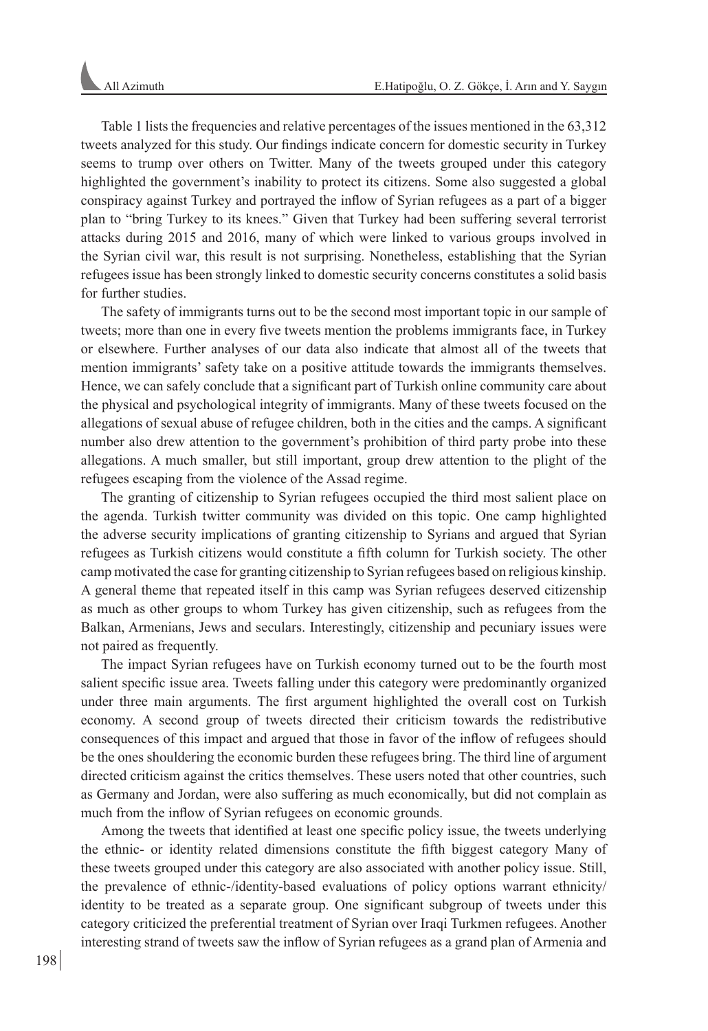Table 1 lists the frequencies and relative percentages of the issues mentioned in the 63,312 tweets analyzed for this study. Our findings indicate concern for domestic security in Turkey seems to trump over others on Twitter. Many of the tweets grouped under this category highlighted the government's inability to protect its citizens. Some also suggested a global conspiracy against Turkey and portrayed the inflow of Syrian refugees as a part of a bigger plan to "bring Turkey to its knees." Given that Turkey had been suffering several terrorist attacks during 2015 and 2016, many of which were linked to various groups involved in the Syrian civil war, this result is not surprising. Nonetheless, establishing that the Syrian refugees issue has been strongly linked to domestic security concerns constitutes a solid basis for further studies.

The safety of immigrants turns out to be the second most important topic in our sample of tweets; more than one in every five tweets mention the problems immigrants face, in Turkey or elsewhere. Further analyses of our data also indicate that almost all of the tweets that mention immigrants' safety take on a positive attitude towards the immigrants themselves. Hence, we can safely conclude that a significant part of Turkish online community care about the physical and psychological integrity of immigrants. Many of these tweets focused on the allegations of sexual abuse of refugee children, both in the cities and the camps. A significant number also drew attention to the government's prohibition of third party probe into these allegations. A much smaller, but still important, group drew attention to the plight of the refugees escaping from the violence of the Assad regime.

The granting of citizenship to Syrian refugees occupied the third most salient place on the agenda. Turkish twitter community was divided on this topic. One camp highlighted the adverse security implications of granting citizenship to Syrians and argued that Syrian refugees as Turkish citizens would constitute a fifth column for Turkish society. The other camp motivated the case for granting citizenship to Syrian refugees based on religious kinship. A general theme that repeated itself in this camp was Syrian refugees deserved citizenship as much as other groups to whom Turkey has given citizenship, such as refugees from the Balkan, Armenians, Jews and seculars. Interestingly, citizenship and pecuniary issues were not paired as frequently.

The impact Syrian refugees have on Turkish economy turned out to be the fourth most salient specific issue area. Tweets falling under this category were predominantly organized under three main arguments. The first argument highlighted the overall cost on Turkish economy. A second group of tweets directed their criticism towards the redistributive consequences of this impact and argued that those in favor of the inflow of refugees should be the ones shouldering the economic burden these refugees bring. The third line of argument directed criticism against the critics themselves. These users noted that other countries, such as Germany and Jordan, were also suffering as much economically, but did not complain as much from the inflow of Syrian refugees on economic grounds.

Among the tweets that identified at least one specific policy issue, the tweets underlying the ethnic- or identity related dimensions constitute the fifth biggest category Many of these tweets grouped under this category are also associated with another policy issue. Still, the prevalence of ethnic-/identity-based evaluations of policy options warrant ethnicity/identity to be treated as a separate group. One significant subgroup of tweets under this category criticized the preferential treatment of Syrian over Iraqi Turkmen refugees. Another interesting strand of tweets saw the inflow of Syrian refugees as a grand plan of Armenia and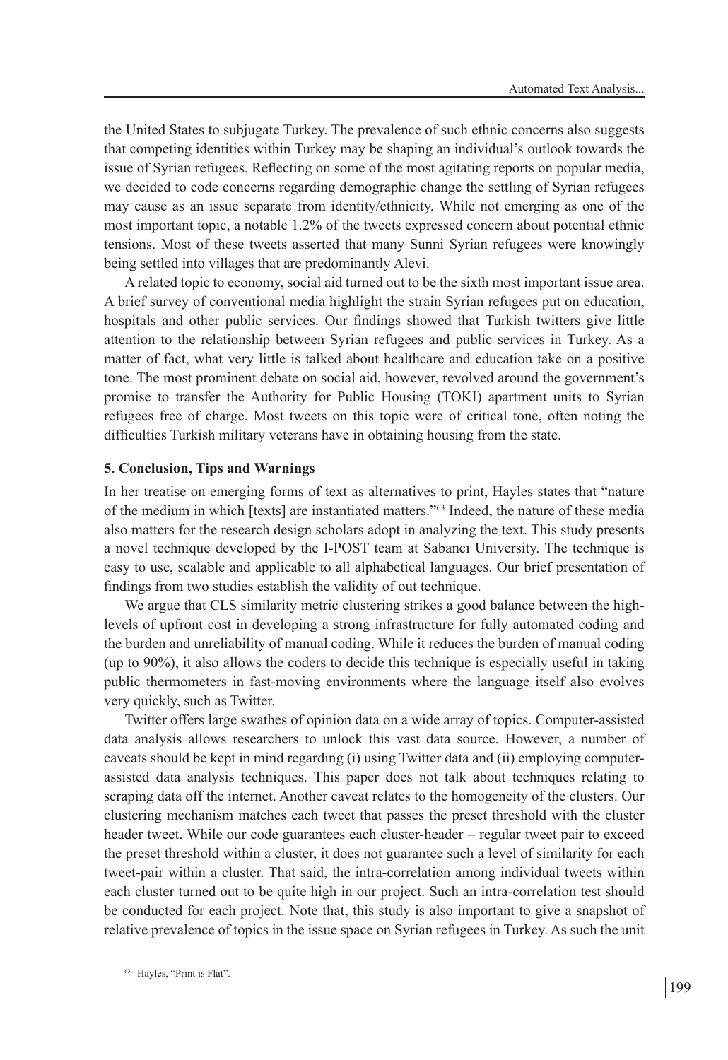the United States to subjugate Turkey. The prevalence of such ethnic concerns also suggests that competing identities within Turkey may be shaping an individual's outlook towards the issue of Syrian refugees. Reflecting on some of the most agitating reports on popular media, we decided to code concerns regarding demographic change the settling of Syrian refugees may cause as an issue separate from identity/ethnicity. While not emerging as one of the most important topic, a notable 1.2% of the tweets expressed concern about potential ethnic tensions. Most of these tweets asserted that many Sunni Syrian refugees were knowingly being settled into villages that are predominantly Alevi.

A related topic to economy, social aid turned out to be the sixth most important issue area. A brief survey of conventional media highlight the strain Syrian refugees put on education, hospitals and other public services. Our findings showed that Turkish twitters give little attention to the relationship between Syrian refugees and public services in Turkey. As a matter of fact, what very little is talked about healthcare and education take on a positive tone. The most prominent debate on social aid, however, revolved around the government's promise to transfer the Authority for Public Housing (TOKI) apartment units to Syrian refugees free of charge. Most tweets on this topic were of critical tone, often noting the difficulties Turkish military veterans have in obtaining housing from the state.

### 5. Conclusion, Tips and Warnings

In her treatise on emerging forms of text as alternatives to print, Hayles states that "nature of the medium in which [texts] are instantiated matters."[63] Indeed, the nature of these media also matters for the research design scholars adopt in analyzing the text. This study presents a novel technique developed by the I-POST team at Sabancı University. The technique is easy to use, scalable and applicable to all alphabetical languages. Our brief presentation of findings from two studies establish the validity of out technique.

We argue that CLS similarity metric clustering strikes a good balance between the high-levels of upfront cost in developing a strong infrastructure for fully automated coding and the burden and unreliability of manual coding. While it reduces the burden of manual coding (up to 90%), it also allows the coders to decide this technique is especially useful in taking public thermometers in fast-moving environments where the language itself also evolves very quickly, such as Twitter.

Twitter offers large swathes of opinion data on a wide array of topics. Computer-assisted data analysis allows researchers to unlock this vast data source. However, a number of caveats should be kept in mind regarding (i) using Twitter data and (ii) employing computer-assisted data analysis techniques. This paper does not talk about techniques relating to scraping data off the internet. Another caveat relates to the homogeneity of the clusters. Our clustering mechanism matches each tweet that passes the preset threshold with the cluster header tweet. While our code guarantees each cluster-header – regular tweet pair to exceed the preset threshold within a cluster, it does not guarantee such a level of similarity for each tweet-pair within a cluster. That said, the intra-correlation among individual tweets within each cluster turned out to be quite high in our project. Such an intra-correlation test should be conducted for each project. Note that, this study is also important to give a snapshot of relative prevalence of topics in the issue space on Syrian refugees in Turkey. As such the unit

---

[63] Hayles, "Print is Flat".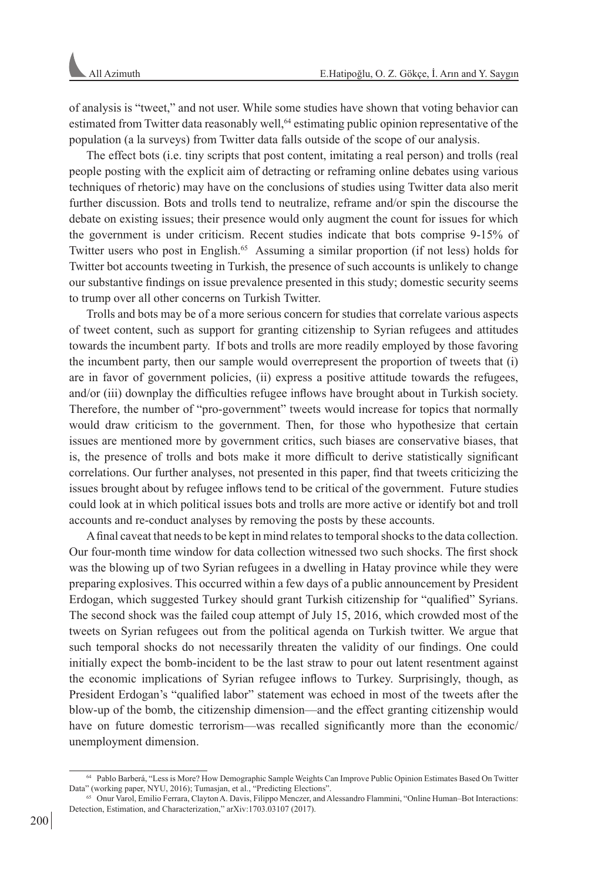of analysis is "tweet," and not user. While some studies have shown that voting behavior can estimated from Twitter data reasonably well,[64] estimating public opinion representative of the population (a la surveys) from Twitter data falls outside of the scope of our analysis.

The effect bots (i.e. tiny scripts that post content, imitating a real person) and trolls (real people posting with the explicit aim of detracting or reframing online debates using various techniques of rhetoric) may have on the conclusions of studies using Twitter data also merit further discussion. Bots and trolls tend to neutralize, reframe and/or spin the discourse the debate on existing issues; their presence would only augment the count for issues for which the government is under criticism. Recent studies indicate that bots comprise 9-15% of Twitter users who post in English.[65] Assuming a similar proportion (if not less) holds for Twitter bot accounts tweeting in Turkish, the presence of such accounts is unlikely to change our substantive findings on issue prevalence presented in this study; domestic security seems to trump over all other concerns on Turkish Twitter.

Trolls and bots may be of a more serious concern for studies that correlate various aspects of tweet content, such as support for granting citizenship to Syrian refugees and attitudes towards the incumbent party. If bots and trolls are more readily employed by those favoring the incumbent party, then our sample would overrepresent the proportion of tweets that (i) are in favor of government policies, (ii) express a positive attitude towards the refugees, and/or (iii) downplay the difficulties refugee inflows have brought about in Turkish society. Therefore, the number of "pro-government" tweets would increase for topics that normally would draw criticism to the government. Then, for those who hypothesize that certain issues are mentioned more by government critics, such biases are conservative biases, that is, the presence of trolls and bots make it more difficult to derive statistically significant correlations. Our further analyses, not presented in this paper, find that tweets criticizing the issues brought about by refugee inflows tend to be critical of the government. Future studies could look at in which political issues bots and trolls are more active or identify bot and troll accounts and re-conduct analyses by removing the posts by these accounts.

A final caveat that needs to be kept in mind relates to temporal shocks to the data collection. Our four-month time window for data collection witnessed two such shocks. The first shock was the blowing up of two Syrian refugees in a dwelling in Hatay province while they were preparing explosives. This occurred within a few days of a public announcement by President Erdogan, which suggested Turkey should grant Turkish citizenship for "qualified" Syrians. The second shock was the failed coup attempt of July 15, 2016, which crowded most of the tweets on Syrian refugees out from the political agenda on Turkish twitter. We argue that such temporal shocks do not necessarily threaten the validity of our findings. One could initially expect the bomb-incident to be the last straw to pour out latent resentment against the economic implications of Syrian refugee inflows to Turkey. Surprisingly, though, as President Erdogan's "qualified labor" statement was echoed in most of the tweets after the blow-up of the bomb, the citizenship dimension—and the effect granting citizenship would have on future domestic terrorism—was recalled significantly more than the economic/unemployment dimension.

---

[64] Pablo Barberá, "Less is More? How Demographic Sample Weights Can Improve Public Opinion Estimates Based On Twitter Data" (working paper, NYU, 2016); Tumasjan, et al., "Predicting Elections".

[65] Onur Varol, Emilio Ferrara, Clayton A. Davis, Filippo Menczer, and Alessandro Flammini, "Online Human–Bot Interactions: Detection, Estimation, and Characterization," arXiv:1703.03107 (2017).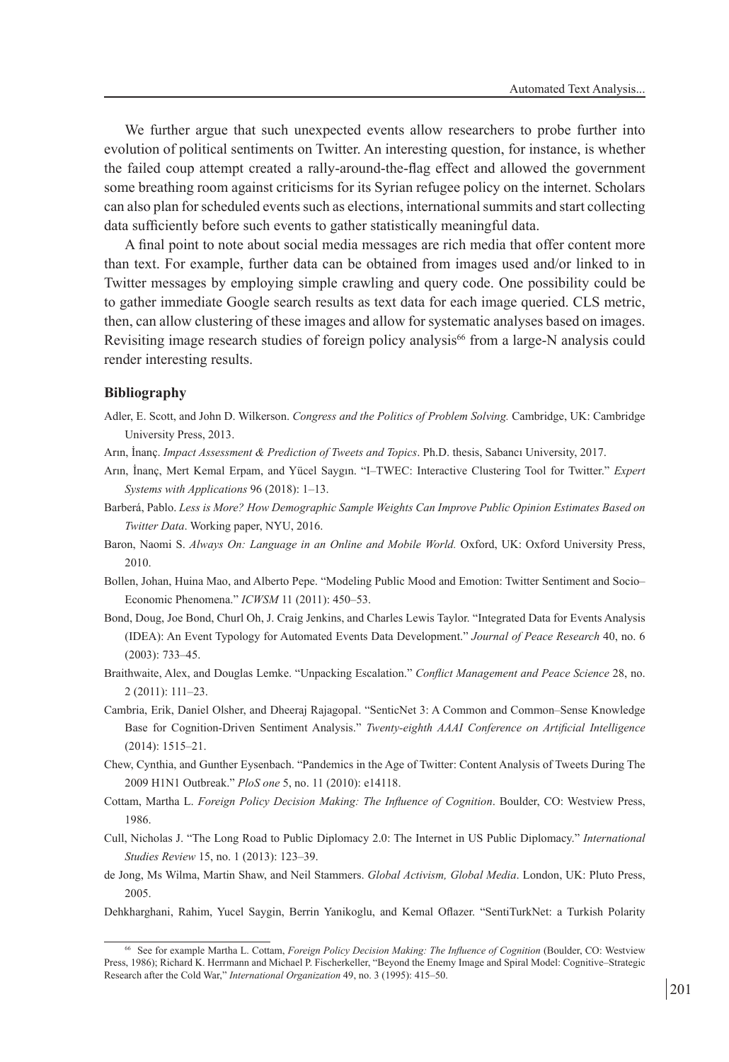We further argue that such unexpected events allow researchers to probe further into evolution of political sentiments on Twitter. An interesting question, for instance, is whether the failed coup attempt created a rally-around-the-flag effect and allowed the government some breathing room against criticisms for its Syrian refugee policy on the internet. Scholars can also plan for scheduled events such as elections, international summits and start collecting data sufficiently before such events to gather statistically meaningful data.

A final point to note about social media messages are rich media that offer content more than text. For example, further data can be obtained from images used and/or linked to in Twitter messages by employing simple crawling and query code. One possibility could be to gather immediate Google search results as text data for each image queried. CLS metric, then, can allow clustering of these images and allow for systematic analyses based on images. Revisiting image research studies of foreign policy analysis[66] from a large-N analysis could render interesting results.

### Bibliography

Adler, E. Scott, and John D. Wilkerson. *Congress and the Politics of Problem Solving.* Cambridge, UK: Cambridge University Press, 2013.

Arın, İnanç. *Impact Assessment & Prediction of Tweets and Topics*. Ph.D. thesis, Sabancı University, 2017.

Arın, İnanç, Mert Kemal Erpam, and Yücel Saygın. "I–TWEC: Interactive Clustering Tool for Twitter." *Expert Systems with Applications* 96 (2018): 1–13.

Barberá, Pablo. *Less is More? How Demographic Sample Weights Can Improve Public Opinion Estimates Based on Twitter Data*. Working paper, NYU, 2016.

Baron, Naomi S. *Always On: Language in an Online and Mobile World.* Oxford, UK: Oxford University Press, 2010.

Bollen, Johan, Huina Mao, and Alberto Pepe. "Modeling Public Mood and Emotion: Twitter Sentiment and Socio–Economic Phenomena." *ICWSM* 11 (2011): 450–53.

Bond, Doug, Joe Bond, Churl Oh, J. Craig Jenkins, and Charles Lewis Taylor. "Integrated Data for Events Analysis (IDEA): An Event Typology for Automated Events Data Development." *Journal of Peace Research* 40, no. 6 (2003): 733–45.

Braithwaite, Alex, and Douglas Lemke. "Unpacking Escalation." *Conflict Management and Peace Science* 28, no. 2 (2011): 111–23.

Cambria, Erik, Daniel Olsher, and Dheeraj Rajagopal. "SenticNet 3: A Common and Common–Sense Knowledge Base for Cognition-Driven Sentiment Analysis." *Twenty-eighth AAAI Conference on Artificial Intelligence* (2014): 1515–21.

Chew, Cynthia, and Gunther Eysenbach. "Pandemics in the Age of Twitter: Content Analysis of Tweets During The 2009 H1N1 Outbreak." *PloS one* 5, no. 11 (2010): e14118.

Cottam, Martha L. *Foreign Policy Decision Making: The Influence of Cognition*. Boulder, CO: Westview Press, 1986.

Cull, Nicholas J. "The Long Road to Public Diplomacy 2.0: The Internet in US Public Diplomacy." *International Studies Review* 15, no. 1 (2013): 123–39.

de Jong, Ms Wilma, Martin Shaw, and Neil Stammers. *Global Activism, Global Media*. London, UK: Pluto Press, 2005.

Dehkharghani, Rahim, Yucel Saygin, Berrin Yanikoglu, and Kemal Oflazer. "SentiTurkNet: a Turkish Polarity

[66] See for example Martha L. Cottam, *Foreign Policy Decision Making: The Influence of Cognition* (Boulder, CO: Westview Press, 1986); Richard K. Herrmann and Michael P. Fischerkeller, "Beyond the Enemy Image and Spiral Model: Cognitive–Strategic Research after the Cold War," *International Organization* 49, no. 3 (1995): 415–50.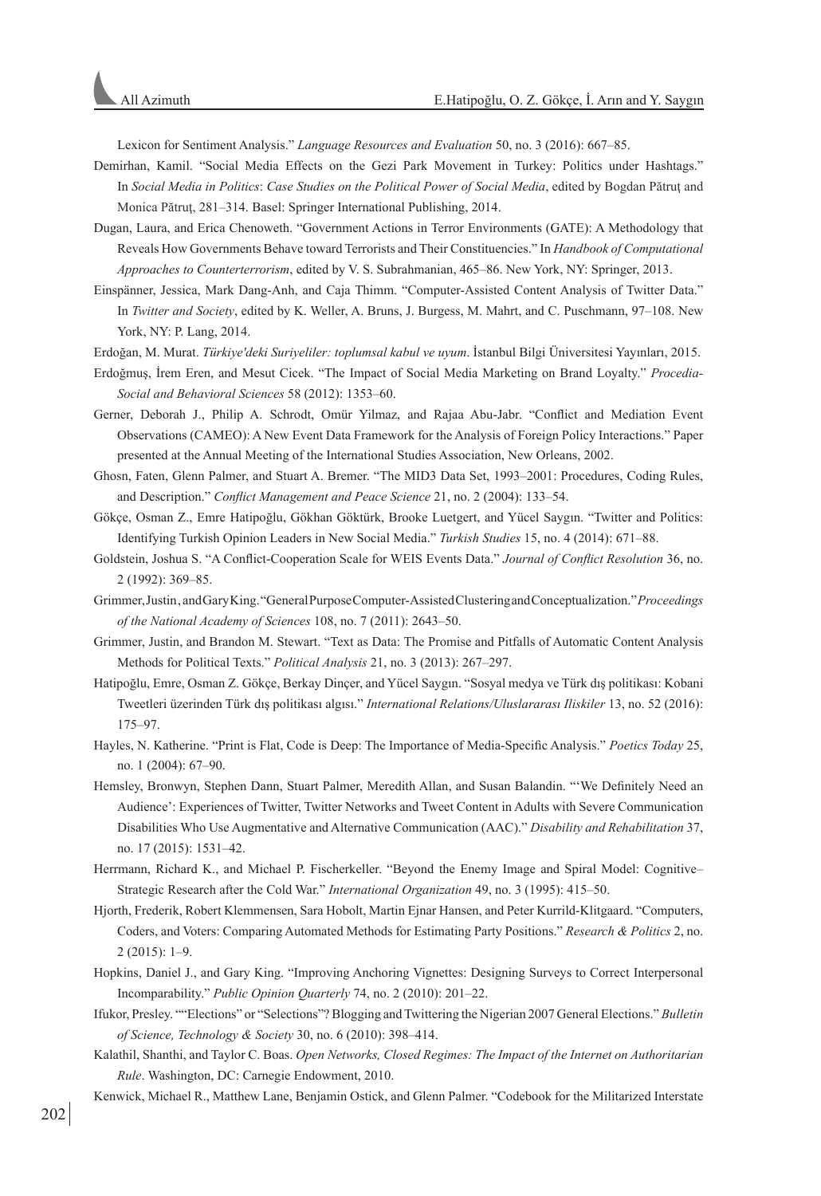Lexicon for Sentiment Analysis." *Language Resources and Evaluation* 50, no. 3 (2016): 667–85.

Demirhan, Kamil. "Social Media Effects on the Gezi Park Movement in Turkey: Politics under Hashtags." In *Social Media in Politics*: *Case Studies on the Political Power of Social Media*, edited by Bogdan Pătruţ and Monica Pătruţ, 281–314. Basel: Springer International Publishing, 2014.

Dugan, Laura, and Erica Chenoweth. "Government Actions in Terror Environments (GATE): A Methodology that Reveals How Governments Behave toward Terrorists and Their Constituencies." In *Handbook of Computational Approaches to Counterterrorism*, edited by V. S. Subrahmanian, 465–86. New York, NY: Springer, 2013.

Einspänner, Jessica, Mark Dang-Anh, and Caja Thimm. "Computer-Assisted Content Analysis of Twitter Data." In *Twitter and Society*, edited by K. Weller, A. Bruns, J. Burgess, M. Mahrt, and C. Puschmann, 97–108. New York, NY: P. Lang, 2014.

Erdoğan, M. Murat. *Türkiye'deki Suriyeliler: toplumsal kabul ve uyum*. İstanbul Bilgi Üniversitesi Yayınları, 2015.

Erdoğmuş, İrem Eren, and Mesut Cicek. "The Impact of Social Media Marketing on Brand Loyalty." *Procedia-Social and Behavioral Sciences* 58 (2012): 1353–60.

Gerner, Deborah J., Philip A. Schrodt, Omür Yilmaz, and Rajaa Abu-Jabr. "Conflict and Mediation Event Observations (CAMEO): A New Event Data Framework for the Analysis of Foreign Policy Interactions." Paper presented at the Annual Meeting of the International Studies Association, New Orleans, 2002.

Ghosn, Faten, Glenn Palmer, and Stuart A. Bremer. "The MID3 Data Set, 1993–2001: Procedures, Coding Rules, and Description." *Conflict Management and Peace Science* 21, no. 2 (2004): 133–54.

Gökçe, Osman Z., Emre Hatipoğlu, Gökhan Göktürk, Brooke Luetgert, and Yücel Saygın. "Twitter and Politics: Identifying Turkish Opinion Leaders in New Social Media." *Turkish Studies* 15, no. 4 (2014): 671–88.

Goldstein, Joshua S. "A Conflict-Cooperation Scale for WEIS Events Data." *Journal of Conflict Resolution* 36, no. 2 (1992): 369–85.

Grimmer, Justin, and Gary King. "General Purpose Computer-Assisted Clustering and Conceptualization." *Proceedings of the National Academy of Sciences* 108, no. 7 (2011): 2643–50.

Grimmer, Justin, and Brandon M. Stewart. "Text as Data: The Promise and Pitfalls of Automatic Content Analysis Methods for Political Texts." *Political Analysis* 21, no. 3 (2013): 267–297.

Hatipoğlu, Emre, Osman Z. Gökçe, Berkay Dinçer, and Yücel Saygın. "Sosyal medya ve Türk dış politikası: Kobani Tweetleri üzerinden Türk dış politikası algısı." *International Relations/Uluslararası Iliskiler* 13, no. 52 (2016): 175–97.

Hayles, N. Katherine. "Print is Flat, Code is Deep: The Importance of Media-Specific Analysis." *Poetics Today* 25, no. 1 (2004): 67–90.

Hemsley, Bronwyn, Stephen Dann, Stuart Palmer, Meredith Allan, and Susan Balandin. "'We Definitely Need an Audience': Experiences of Twitter, Twitter Networks and Tweet Content in Adults with Severe Communication Disabilities Who Use Augmentative and Alternative Communication (AAC)." *Disability and Rehabilitation* 37, no. 17 (2015): 1531–42.

Herrmann, Richard K., and Michael P. Fischerkeller. "Beyond the Enemy Image and Spiral Model: Cognitive–Strategic Research after the Cold War." *International Organization* 49, no. 3 (1995): 415–50.

Hjorth, Frederik, Robert Klemmensen, Sara Hobolt, Martin Ejnar Hansen, and Peter Kurrild-Klitgaard. "Computers, Coders, and Voters: Comparing Automated Methods for Estimating Party Positions." *Research & Politics* 2, no. 2 (2015): 1–9.

Hopkins, Daniel J., and Gary King. "Improving Anchoring Vignettes: Designing Surveys to Correct Interpersonal Incomparability." *Public Opinion Quarterly* 74, no. 2 (2010): 201–22.

Ifukor, Presley. ""Elections" or "Selections"? Blogging and Twittering the Nigerian 2007 General Elections." *Bulletin of Science, Technology & Society* 30, no. 6 (2010): 398–414.

Kalathil, Shanthi, and Taylor C. Boas. *Open Networks, Closed Regimes: The Impact of the Internet on Authoritarian Rule*. Washington, DC: Carnegie Endowment, 2010.

Kenwick, Michael R., Matthew Lane, Benjamin Ostick, and Glenn Palmer. "Codebook for the Militarized Interstate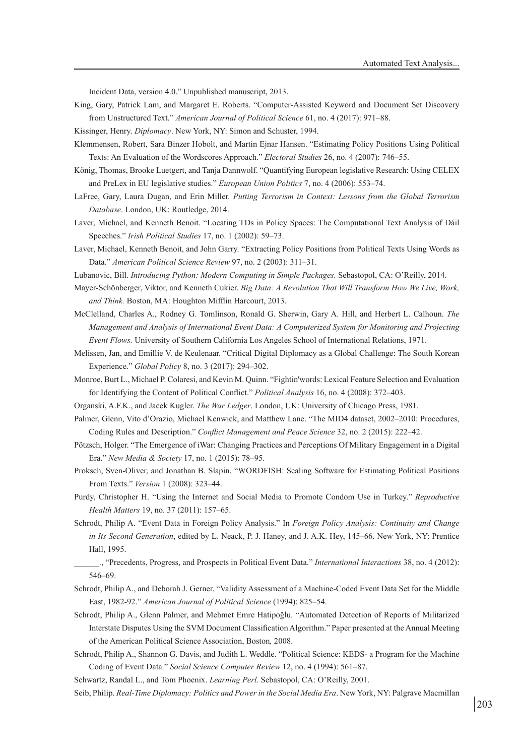Incident Data, version 4.0." Unpublished manuscript, 2013.

King, Gary, Patrick Lam, and Margaret E. Roberts. "Computer-Assisted Keyword and Document Set Discovery from Unstructured Text." *American Journal of Political Science* 61, no. 4 (2017): 971–88.

Kissinger, Henry. *Diplomacy*. New York, NY: Simon and Schuster, 1994.

Klemmensen, Robert, Sara Binzer Hobolt, and Martin Ejnar Hansen. "Estimating Policy Positions Using Political Texts: An Evaluation of the Wordscores Approach." *Electoral Studies* 26, no. 4 (2007): 746–55.

König, Thomas, Brooke Luetgert, and Tanja Dannwolf. "Quantifying European legislative Research: Using CELEX and PreLex in EU legislative studies." *European Union Politics* 7, no. 4 (2006): 553–74.

LaFree, Gary, Laura Dugan, and Erin Miller. *Putting Terrorism in Context: Lessons from the Global Terrorism Database*. London, UK: Routledge, 2014.

Laver, Michael, and Kenneth Benoit. "Locating TDs in Policy Spaces: The Computational Text Analysis of Dáil Speeches." *Irish Political Studies* 17, no. 1 (2002): 59–73.

Laver, Michael, Kenneth Benoit, and John Garry. "Extracting Policy Positions from Political Texts Using Words as Data." *American Political Science Review* 97, no. 2 (2003): 311–31.

Lubanovic, Bill. *Introducing Python: Modern Computing in Simple Packages.* Sebastopol, CA: O'Reilly, 2014.

Mayer-Schönberger, Viktor, and Kenneth Cukier. *Big Data: A Revolution That Will Transform How We Live, Work, and Think.* Boston, MA: Houghton Mifflin Harcourt, 2013.

McClelland, Charles A., Rodney G. Tomlinson, Ronald G. Sherwin, Gary A. Hill, and Herbert L. Calhoun. *The Management and Analysis of International Event Data: A Computerized System for Monitoring and Projecting Event Flows.* University of Southern California Los Angeles School of International Relations, 1971.

Melissen, Jan, and Emillie V. de Keulenaar. "Critical Digital Diplomacy as a Global Challenge: The South Korean Experience." *Global Policy* 8, no. 3 (2017): 294–302.

Monroe, Burt L., Michael P. Colaresi, and Kevin M. Quinn. "Fightin'words: Lexical Feature Selection and Evaluation for Identifying the Content of Political Conflict." *Political Analysis* 16, no. 4 (2008): 372–403.

Organski, A.F.K., and Jacek Kugler. *The War Ledger*. London, UK: University of Chicago Press, 1981.

Palmer, Glenn, Vito d'Orazio, Michael Kenwick, and Matthew Lane. "The MID4 dataset, 2002–2010: Procedures, Coding Rules and Description." *Conflict Management and Peace Science* 32, no. 2 (2015): 222–42.

Pötzsch, Holger. "The Emergence of iWar: Changing Practices and Perceptions Of Military Engagement in a Digital Era." *New Media & Society* 17, no. 1 (2015): 78–95.

Proksch, Sven-Oliver, and Jonathan B. Slapin. "WORDFISH: Scaling Software for Estimating Political Positions From Texts." *Version* 1 (2008): 323–44.

Purdy, Christopher H. "Using the Internet and Social Media to Promote Condom Use in Turkey." *Reproductive Health Matters* 19, no. 37 (2011): 157–65.

Schrodt, Philip A. "Event Data in Foreign Policy Analysis." In *Foreign Policy Analysis: Continuity and Change in Its Second Generation*, edited by L. Neack, P. J. Haney, and J. A.K. Hey, 145–66. New York, NY: Prentice Hall, 1995.

______., "Precedents, Progress, and Prospects in Political Event Data." *International Interactions* 38, no. 4 (2012): 546–69.

Schrodt, Philip A., and Deborah J. Gerner. "Validity Assessment of a Machine-Coded Event Data Set for the Middle East, 1982-92." *American Journal of Political Science* (1994): 825–54.

Schrodt, Philip A., Glenn Palmer, and Mehmet Emre Hatipoğlu. "Automated Detection of Reports of Militarized Interstate Disputes Using the SVM Document Classification Algorithm." Paper presented at the Annual Meeting of the American Political Science Association, Boston*,* 2008.

Schrodt, Philip A., Shannon G. Davis, and Judith L. Weddle. "Political Science: KEDS- a Program for the Machine Coding of Event Data." *Social Science Computer Review* 12, no. 4 (1994): 561–87.

Schwartz, Randal L., and Tom Phoenix. *Learning Perl*. Sebastopol, CA: O'Reilly, 2001.

Seib, Philip. *Real-Time Diplomacy: Politics and Power in the Social Media Era*. New York, NY: Palgrave Macmillan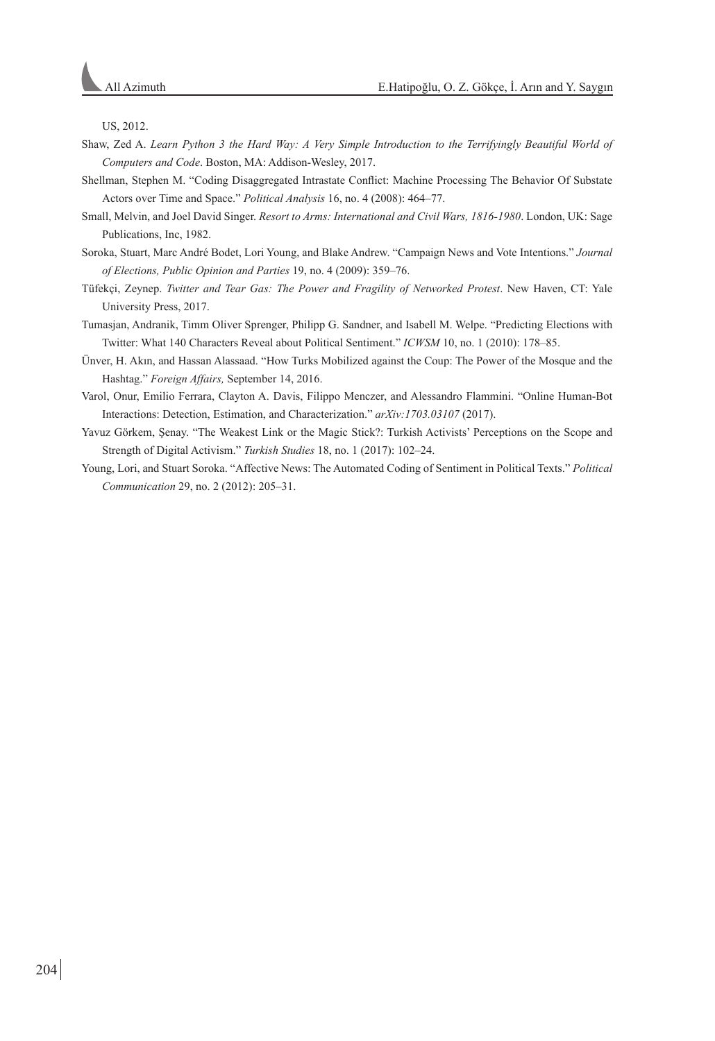US, 2012.

Shaw, Zed A. *Learn Python 3 the Hard Way: A Very Simple Introduction to the Terrifyingly Beautiful World of Computers and Code*. Boston, MA: Addison-Wesley, 2017.

Shellman, Stephen M. "Coding Disaggregated Intrastate Conflict: Machine Processing The Behavior Of Substate Actors over Time and Space." *Political Analysis* 16, no. 4 (2008): 464–77.

Small, Melvin, and Joel David Singer. *Resort to Arms: International and Civil Wars, 1816-1980*. London, UK: Sage Publications, Inc, 1982.

Soroka, Stuart, Marc André Bodet, Lori Young, and Blake Andrew. "Campaign News and Vote Intentions." *Journal of Elections, Public Opinion and Parties* 19, no. 4 (2009): 359–76.

Tüfekçi, Zeynep. *Twitter and Tear Gas: The Power and Fragility of Networked Protest*. New Haven, CT: Yale University Press, 2017.

Tumasjan, Andranik, Timm Oliver Sprenger, Philipp G. Sandner, and Isabell M. Welpe. "Predicting Elections with Twitter: What 140 Characters Reveal about Political Sentiment." *ICWSM* 10, no. 1 (2010): 178–85.

Ünver, H. Akın, and Hassan Alassaad. "How Turks Mobilized against the Coup: The Power of the Mosque and the Hashtag." *Foreign Affairs,* September 14, 2016.

Varol, Onur, Emilio Ferrara, Clayton A. Davis, Filippo Menczer, and Alessandro Flammini. "Online Human-Bot Interactions: Detection, Estimation, and Characterization." *arXiv:1703.03107* (2017).

Yavuz Görkem, Şenay. "The Weakest Link or the Magic Stick?: Turkish Activists' Perceptions on the Scope and Strength of Digital Activism." *Turkish Studies* 18, no. 1 (2017): 102–24.

Young, Lori, and Stuart Soroka. "Affective News: The Automated Coding of Sentiment in Political Texts." *Political Communication* 29, no. 2 (2012): 205–31.